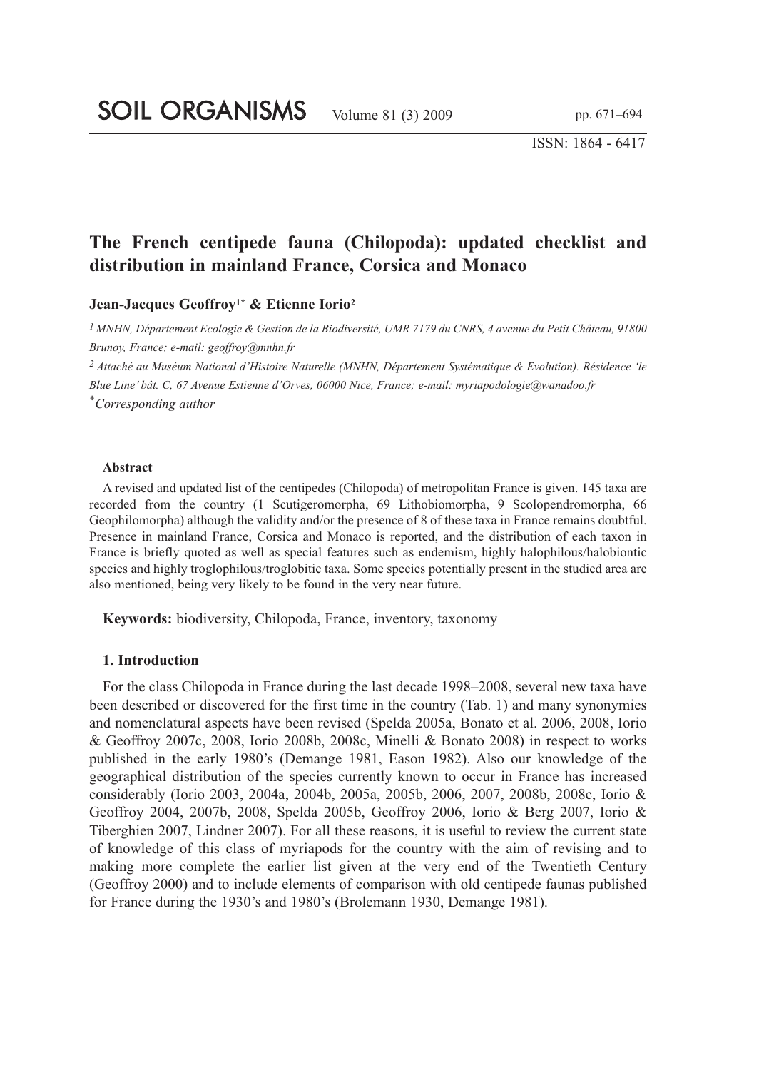# The French centipede fauna (Chilopoda): updated checklist and distribution in mainland France, Corsica and Monaco

**Jean-Jacques Geoffroy[1*] & Etienne Iorio[2]**

[1] *MNHN, Département Ecologie & Gestion de la Biodiversité, UMR 7179 du CNRS, 4 avenue du Petit Château, 91800 Brunoy, France; e-mail: geoffroy@mnhn.fr*

[2] *Attaché au Muséum National d'Histoire Naturelle (MNHN, Département Systématique & Evolution). Résidence 'le Blue Line' bât. C, 67 Avenue Estienne d'Orves, 06000 Nice, France; e-mail: myriapodologie@wanadoo.fr*

[*] *Corresponding author*

#### Abstract

A revised and updated list of the centipedes (Chilopoda) of metropolitan France is given. 145 taxa are recorded from the country (1 Scutigeromorpha, 69 Lithobiomorpha, 9 Scolopendromorpha, 66 Geophilomorpha) although the validity and/or the presence of 8 of these taxa in France remains doubtful. Presence in mainland France, Corsica and Monaco is reported, and the distribution of each taxon in France is briefly quoted as well as special features such as endemism, highly halophilous/halobiontic species and highly troglophilous/troglobitic taxa. Some species potentially present in the studied area are also mentioned, being very likely to be found in the very near future.

**Keywords:** biodiversity, Chilopoda, France, inventory, taxonomy

## 1. Introduction

For the class Chilopoda in France during the last decade 1998–2008, several new taxa have been described or discovered for the first time in the country (Tab. 1) and many synonymies and nomenclatural aspects have been revised (Spelda 2005a, Bonato et al. 2006, 2008, Iorio & Geoffroy 2007c, 2008, Iorio 2008b, 2008c, Minelli & Bonato 2008) in respect to works published in the early 1980's (Demange 1981, Eason 1982). Also our knowledge of the geographical distribution of the species currently known to occur in France has increased considerably (Iorio 2003, 2004a, 2004b, 2005a, 2005b, 2006, 2007, 2008b, 2008c, Iorio & Geoffroy 2004, 2007b, 2008, Spelda 2005b, Geoffroy 2006, Iorio & Berg 2007, Iorio & Tiberghien 2007, Lindner 2007). For all these reasons, it is useful to review the current state of knowledge of this class of myriapods for the country with the aim of revising and to making more complete the earlier list given at the very end of the Twentieth Century (Geoffroy 2000) and to include elements of comparison with old centipede faunas published for France during the 1930's and 1980's (Brolemann 1930, Demange 1981).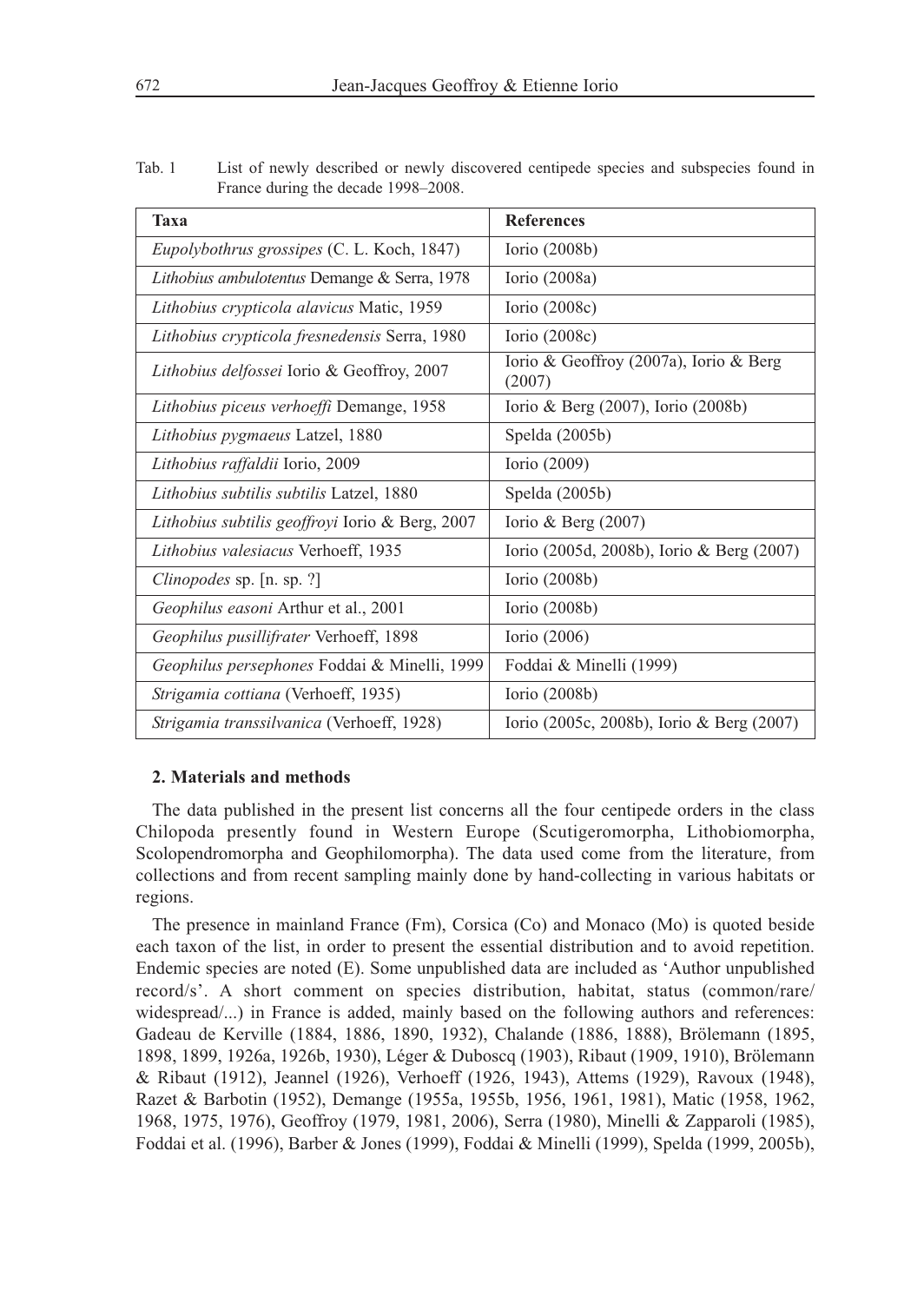Tab. 1 List of newly described or newly discovered centipede species and subspecies found in France during the decade 1998–2008.

| Taxa | References |
| --- | --- |
| *Eupolybothrus grossipes* (C. L. Koch, 1847) | Iorio (2008b) |
| *Lithobius ambulotentus* Demange & Serra, 1978 | Iorio (2008a) |
| *Lithobius crypticola alavicus* Matic, 1959 | Iorio (2008c) |
| *Lithobius crypticola fresnedensis* Serra, 1980 | Iorio (2008c) |
| *Lithobius delfossei* Iorio & Geoffroy, 2007 | Iorio & Geoffroy (2007a), Iorio & Berg (2007) |
| *Lithobius piceus verhoeffi* Demange, 1958 | Iorio & Berg (2007), Iorio (2008b) |
| *Lithobius pygmaeus* Latzel, 1880 | Spelda (2005b) |
| *Lithobius raffaldii* Iorio, 2009 | Iorio (2009) |
| *Lithobius subtilis subtilis* Latzel, 1880 | Spelda (2005b) |
| *Lithobius subtilis geoffroyi* Iorio & Berg, 2007 | Iorio & Berg (2007) |
| *Lithobius valesiacus* Verhoeff, 1935 | Iorio (2005d, 2008b), Iorio & Berg (2007) |
| *Clinopodes* sp. [n. sp. ?] | Iorio (2008b) |
| *Geophilus easoni* Arthur et al., 2001 | Iorio (2008b) |
| *Geophilus pusillifrater* Verhoeff, 1898 | Iorio (2006) |
| *Geophilus persephones* Foddai & Minelli, 1999 | Foddai & Minelli (1999) |
| *Strigamia cottiana* (Verhoeff, 1935) | Iorio (2008b) |
| *Strigamia transsilvanica* (Verhoeff, 1928) | Iorio (2005c, 2008b), Iorio & Berg (2007) |

## 2. Materials and methods

The data published in the present list concerns all the four centipede orders in the class Chilopoda presently found in Western Europe (Scutigeromorpha, Lithobiomorpha, Scolopendromorpha and Geophilomorpha). The data used come from the literature, from collections and from recent sampling mainly done by hand-collecting in various habitats or regions.

The presence in mainland France (Fm), Corsica (Co) and Monaco (Mo) is quoted beside each taxon of the list, in order to present the essential distribution and to avoid repetition. Endemic species are noted (E). Some unpublished data are included as 'Author unpublished record/s'. A short comment on species distribution, habitat, status (common/rare/widespread/...) in France is added, mainly based on the following authors and references: Gadeau de Kerville (1884, 1886, 1890, 1932), Chalande (1886, 1888), Brölemann (1895, 1898, 1899, 1926a, 1926b, 1930), Léger & Duboscq (1903), Ribaut (1909, 1910), Brölemann & Ribaut (1912), Jeannel (1926), Verhoeff (1926, 1943), Attems (1929), Ravoux (1948), Razet & Barbotin (1952), Demange (1955a, 1955b, 1956, 1961, 1981), Matic (1958, 1962, 1968, 1975, 1976), Geoffroy (1979, 1981, 2006), Serra (1980), Minelli & Zapparoli (1985), Foddai et al. (1996), Barber & Jones (1999), Foddai & Minelli (1999), Spelda (1999, 2005b),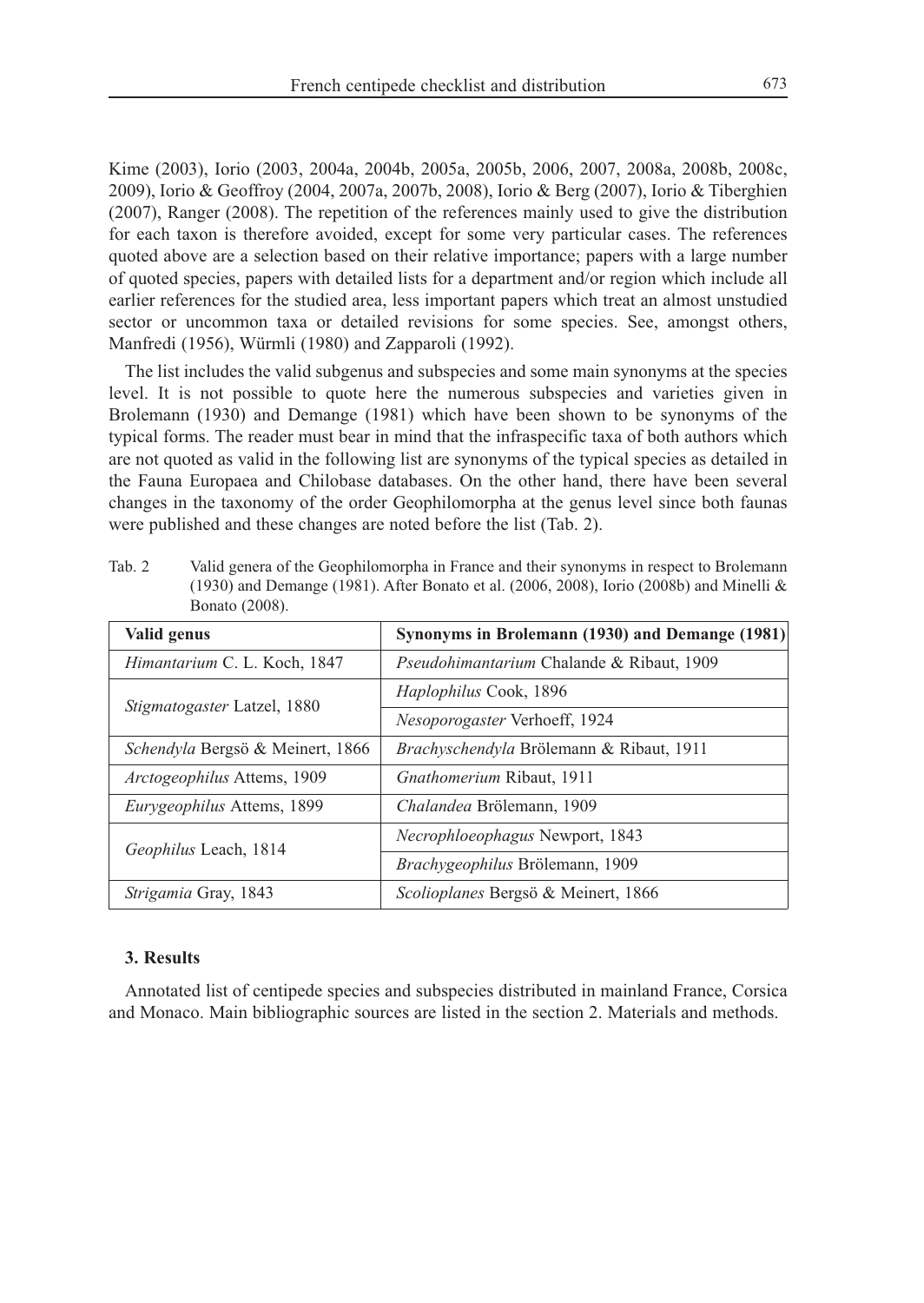Kime (2003), Iorio (2003, 2004a, 2004b, 2005a, 2005b, 2006, 2007, 2008a, 2008b, 2008c, 2009), Iorio & Geoffroy (2004, 2007a, 2007b, 2008), Iorio & Berg (2007), Iorio & Tiberghien (2007), Ranger (2008). The repetition of the references mainly used to give the distribution for each taxon is therefore avoided, except for some very particular cases. The references quoted above are a selection based on their relative importance; papers with a large number of quoted species, papers with detailed lists for a department and/or region which include all earlier references for the studied area, less important papers which treat an almost unstudied sector or uncommon taxa or detailed revisions for some species. See, amongst others, Manfredi (1956), Würmli (1980) and Zapparoli (1992).

The list includes the valid subgenus and subspecies and some main synonyms at the species level. It is not possible to quote here the numerous subspecies and varieties given in Brolemann (1930) and Demange (1981) which have been shown to be synonyms of the typical forms. The reader must bear in mind that the infraspecific taxa of both authors which are not quoted as valid in the following list are synonyms of the typical species as detailed in the Fauna Europaea and Chilobase databases. On the other hand, there have been several changes in the taxonomy of the order Geophilomorpha at the genus level since both faunas were published and these changes are noted before the list (Tab. 2).

Tab. 2 Valid genera of the Geophilomorpha in France and their synonyms in respect to Brolemann (1930) and Demange (1981). After Bonato et al. (2006, 2008), Iorio (2008b) and Minelli & Bonato (2008).

| Valid genus | Synonyms in Brolemann (1930) and Demange (1981) |
|---|---|
| *Himantarium* C. L. Koch, 1847 | *Pseudohimantarium* Chalande & Ribaut, 1909 |
| *Stigmatogaster* Latzel, 1880 | *Haplophilus* Cook, 1896 |
| | *Nesoporogaster* Verhoeff, 1924 |
| *Schendyla* Bergsö & Meinert, 1866 | *Brachyschendyla* Brölemann & Ribaut, 1911 |
| *Arctogeophilus* Attems, 1909 | *Gnathomerium* Ribaut, 1911 |
| *Eurygeophilus* Attems, 1899 | *Chalandea* Brölemann, 1909 |
| *Geophilus* Leach, 1814 | *Necrophloeophagus* Newport, 1843 |
| | *Brachygeophilus* Brölemann, 1909 |
| *Strigamia* Gray, 1843 | *Scolioplanes* Bergsö & Meinert, 1866 |

## 3. Results

Annotated list of centipede species and subspecies distributed in mainland France, Corsica and Monaco. Main bibliographic sources are listed in the section 2. Materials and methods.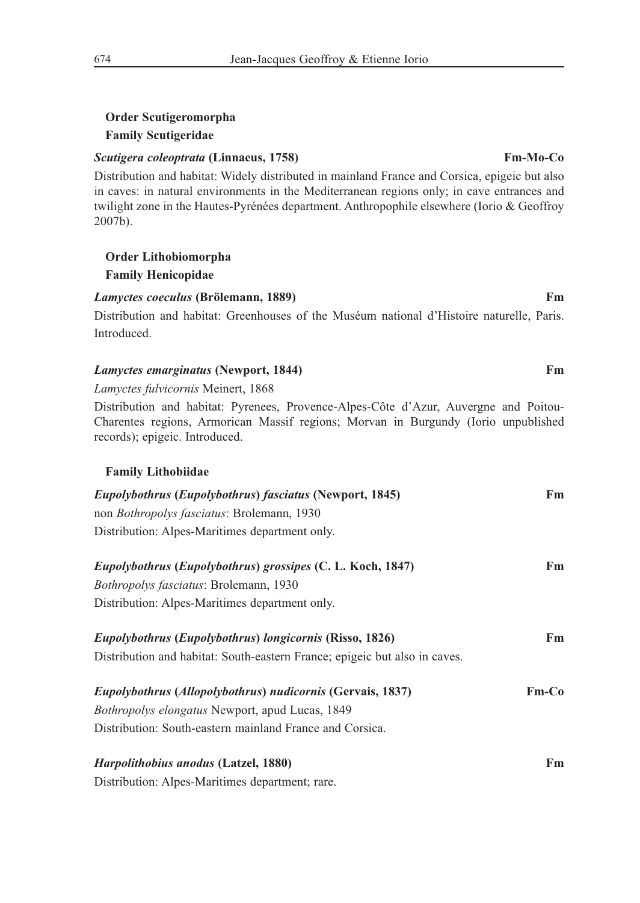**Order Scutigeromorpha**

**Family Scutigeridae**

***Scutigera coleoptrata* (Linnaeus, 1758)** **Fm-Mo-Co**

Distribution and habitat: Widely distributed in mainland France and Corsica, epigeic but also in caves: in natural environments in the Mediterranean regions only; in cave entrances and twilight zone in the Hautes-Pyrénées department. Anthropophile elsewhere (Iorio & Geoffroy 2007b).

**Order Lithobiomorpha**

**Family Henicopidae**

***Lamyctes coeculus* (Brölemann, 1889)** **Fm**

Distribution and habitat: Greenhouses of the Muséum national d'Histoire naturelle, Paris. Introduced.

***Lamyctes emarginatus* (Newport, 1844)** **Fm**

*Lamyctes fulvicornis* Meinert, 1868

Distribution and habitat: Pyrenees, Provence-Alpes-Côte d'Azur, Auvergne and Poitou-Charentes regions, Armorican Massif regions; Morvan in Burgundy (Iorio unpublished records); epigeic. Introduced.

**Family Lithobiidae**

***Eupolybothrus* (*Eupolybothrus*) *fasciatus* (Newport, 1845)** **Fm**

non *Bothropolys fasciatus*: Brolemann, 1930

Distribution: Alpes-Maritimes department only.

***Eupolybothrus* (*Eupolybothrus*) *grossipes* (C. L. Koch, 1847)** **Fm**

*Bothropolys fasciatus*: Brolemann, 1930

Distribution: Alpes-Maritimes department only.

***Eupolybothrus* (*Eupolybothrus*) *longicornis* (Risso, 1826)** **Fm**

Distribution and habitat: South-eastern France; epigeic but also in caves.

***Eupolybothrus* (*Allopolybothrus*) *nudicornis* (Gervais, 1837)** **Fm-Co**

*Bothropolys elongatus* Newport, apud Lucas, 1849

Distribution: South-eastern mainland France and Corsica.

***Harpolithobius anodus* (Latzel, 1880)** **Fm**

Distribution: Alpes-Maritimes department; rare.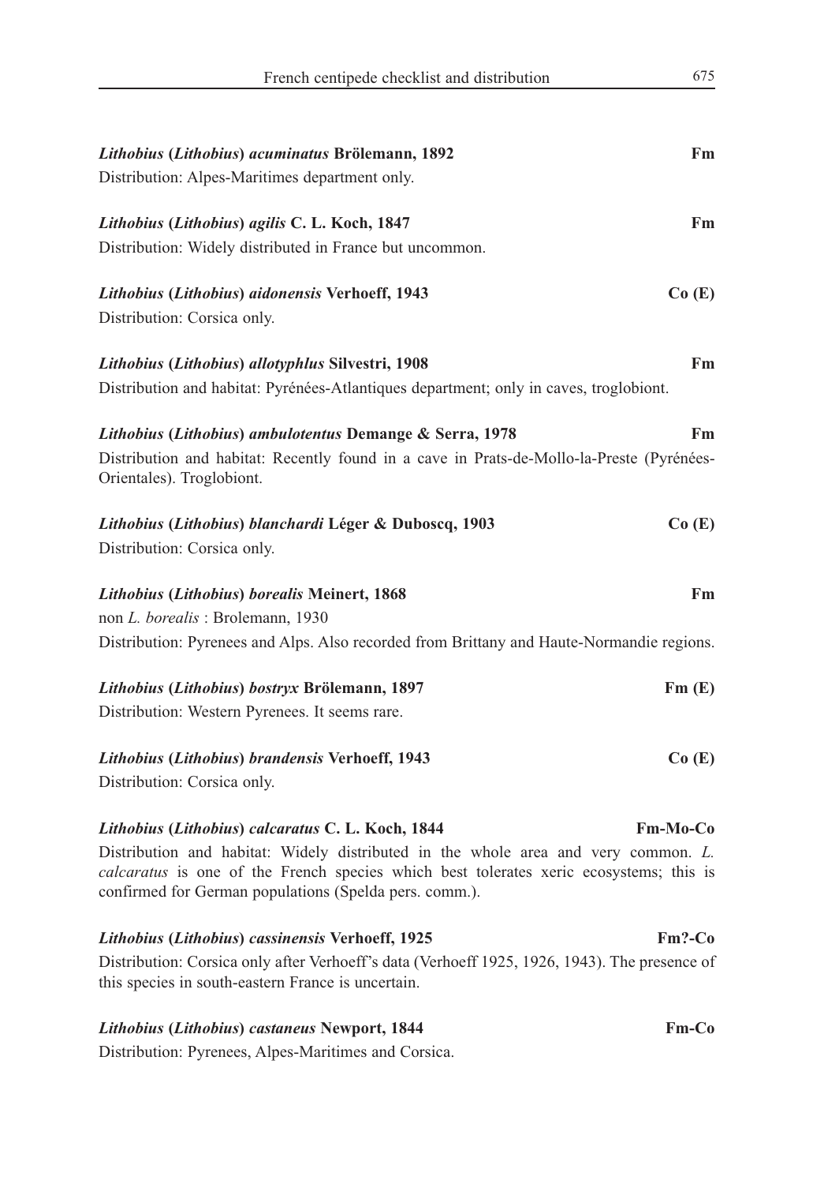***Lithobius* (*Lithobius*) *acuminatus* Brölemann, 1892** **Fm**

Distribution: Alpes-Maritimes department only.

***Lithobius* (*Lithobius*) *agilis* C. L. Koch, 1847** **Fm**

Distribution: Widely distributed in France but uncommon.

***Lithobius* (*Lithobius*) *aidonensis* Verhoeff, 1943** **Co (E)**

Distribution: Corsica only.

***Lithobius* (*Lithobius*) *allotyphlus* Silvestri, 1908** **Fm**

Distribution and habitat: Pyrénées-Atlantiques department; only in caves, troglobiont.

***Lithobius* (*Lithobius*) *ambulotentus* Demange & Serra, 1978** **Fm**

Distribution and habitat: Recently found in a cave in Prats-de-Mollo-la-Preste (Pyrénées-Orientales). Troglobiont.

***Lithobius* (*Lithobius*) *blanchardi* Léger & Duboscq, 1903** **Co (E)**

Distribution: Corsica only.

***Lithobius* (*Lithobius*) *borealis* Meinert, 1868** **Fm**

non *L. borealis* : Brolemann, 1930

Distribution: Pyrenees and Alps. Also recorded from Brittany and Haute-Normandie regions.

***Lithobius* (*Lithobius*) *bostryx* Brölemann, 1897** **Fm (E)**

Distribution: Western Pyrenees. It seems rare.

***Lithobius* (*Lithobius*) *brandensis* Verhoeff, 1943** **Co (E)**

Distribution: Corsica only.

***Lithobius* (*Lithobius*) *calcaratus* C. L. Koch, 1844** **Fm-Mo-Co**

Distribution and habitat: Widely distributed in the whole area and very common. *L. calcaratus* is one of the French species which best tolerates xeric ecosystems; this is confirmed for German populations (Spelda pers. comm.).

***Lithobius* (*Lithobius*) *cassinensis* Verhoeff, 1925** **Fm?-Co**

Distribution: Corsica only after Verhoeff's data (Verhoeff 1925, 1926, 1943). The presence of this species in south-eastern France is uncertain.

***Lithobius* (*Lithobius*) *castaneus* Newport, 1844** **Fm-Co**

Distribution: Pyrenees, Alpes-Maritimes and Corsica.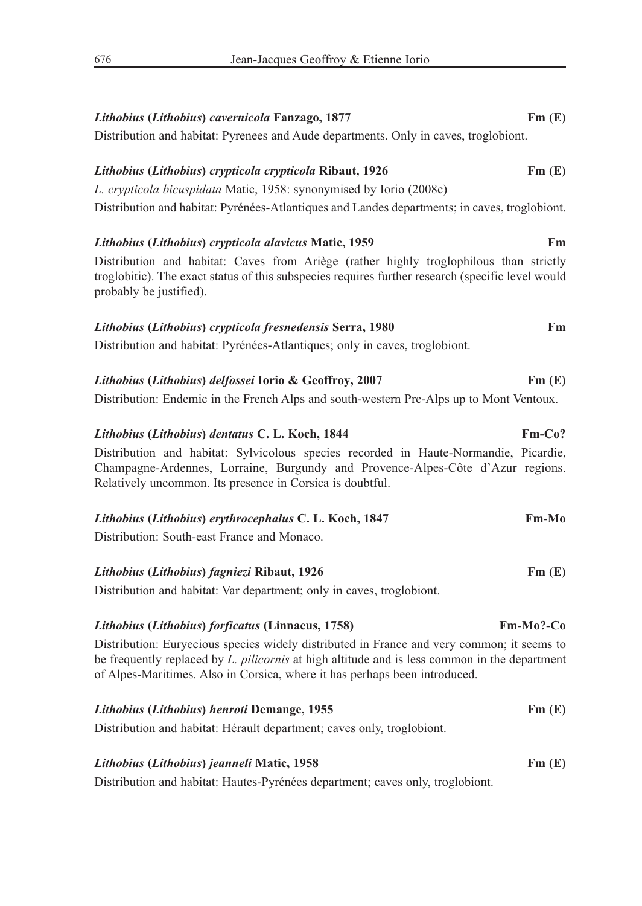***Lithobius* (*Lithobius*) *cavernicola* Fanzago, 1877** **Fm (E)**

Distribution and habitat: Pyrenees and Aude departments. Only in caves, troglobiont.

***Lithobius* (*Lithobius*) *crypticola crypticola* Ribaut, 1926** **Fm (E)**

*L. crypticola bicuspidata* Matic, 1958: synonymised by Iorio (2008c)

Distribution and habitat: Pyrénées-Atlantiques and Landes departments; in caves, troglobiont.

***Lithobius* (*Lithobius*) *crypticola alavicus* Matic, 1959** **Fm**

Distribution and habitat: Caves from Ariège (rather highly troglophilous than strictly troglobitic). The exact status of this subspecies requires further research (specific level would probably be justified).

***Lithobius* (*Lithobius*) *crypticola fresnedensis* Serra, 1980** **Fm**

Distribution and habitat: Pyrénées-Atlantiques; only in caves, troglobiont.

***Lithobius* (*Lithobius*) *delfossei* Iorio & Geoffroy, 2007** **Fm (E)**

Distribution: Endemic in the French Alps and south-western Pre-Alps up to Mont Ventoux.

***Lithobius* (*Lithobius*) *dentatus* C. L. Koch, 1844** **Fm-Co?**

Distribution and habitat: Sylvicolous species recorded in Haute-Normandie, Picardie, Champagne-Ardennes, Lorraine, Burgundy and Provence-Alpes-Côte d'Azur regions. Relatively uncommon. Its presence in Corsica is doubtful.

***Lithobius* (*Lithobius*) *erythrocephalus* C. L. Koch, 1847** **Fm-Mo**

Distribution: South-east France and Monaco.

***Lithobius* (*Lithobius*) *fagniezi* Ribaut, 1926** **Fm (E)**

Distribution and habitat: Var department; only in caves, troglobiont.

***Lithobius* (*Lithobius*) *forficatus* (Linnaeus, 1758)** **Fm-Mo?-Co**

Distribution: Euryecious species widely distributed in France and very common; it seems to be frequently replaced by *L. pilicornis* at high altitude and is less common in the department of Alpes-Maritimes. Also in Corsica, where it has perhaps been introduced.

***Lithobius* (*Lithobius*) *henroti* Demange, 1955** **Fm (E)**

Distribution and habitat: Hérault department; caves only, troglobiont.

***Lithobius* (*Lithobius*) *jeanneli* Matic, 1958** **Fm (E)**

Distribution and habitat: Hautes-Pyrénées department; caves only, troglobiont.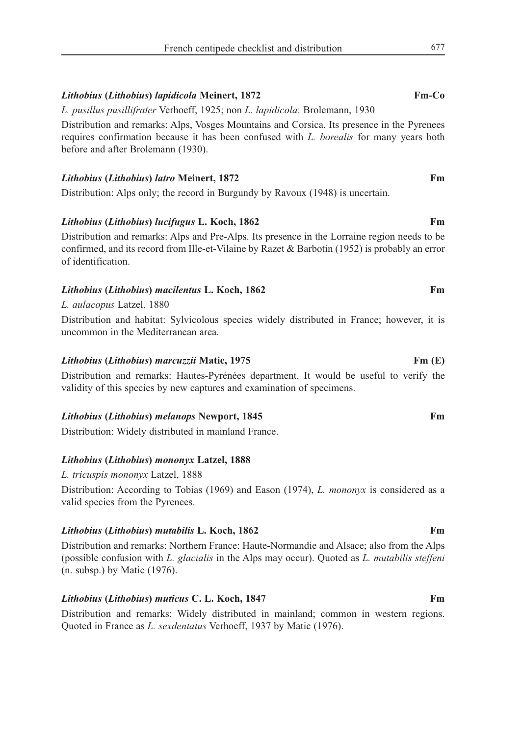***Lithobius* (*Lithobius*) *lapidicola* Meinert, 1872** **Fm-Co**

*L. pusillus pusillifrater* Verhoeff, 1925; non *L. lapidicola*: Brolemann, 1930

Distribution and remarks: Alps, Vosges Mountains and Corsica. Its presence in the Pyrenees requires confirmation because it has been confused with *L. borealis* for many years both before and after Brolemann (1930).

***Lithobius* (*Lithobius*) *latro* Meinert, 1872** **Fm**

Distribution: Alps only; the record in Burgundy by Ravoux (1948) is uncertain.

***Lithobius* (*Lithobius*) *lucifugus* L. Koch, 1862** **Fm**

Distribution and remarks: Alps and Pre-Alps. Its presence in the Lorraine region needs to be confirmed, and its record from Ille-et-Vilaine by Razet & Barbotin (1952) is probably an error of identification.

***Lithobius* (*Lithobius*) *macilentus* L. Koch, 1862** **Fm**

*L. aulacopus* Latzel, 1880

Distribution and habitat: Sylvicolous species widely distributed in France; however, it is uncommon in the Mediterranean area.

***Lithobius* (*Lithobius*) *marcuzzii* Matic, 1975** **Fm (E)**

Distribution and remarks: Hautes-Pyrénées department. It would be useful to verify the validity of this species by new captures and examination of specimens.

***Lithobius* (*Lithobius*) *melanops* Newport, 1845** **Fm**

Distribution: Widely distributed in mainland France.

***Lithobius* (*Lithobius*) *mononyx* Latzel, 1888**

*L. tricuspis mononyx* Latzel, 1888

Distribution: According to Tobias (1969) and Eason (1974), *L. mononyx* is considered as a valid species from the Pyrenees.

***Lithobius* (*Lithobius*) *mutabilis* L. Koch, 1862** **Fm**

Distribution and remarks: Northern France: Haute-Normandie and Alsace; also from the Alps (possible confusion with *L. glacialis* in the Alps may occur). Quoted as *L. mutabilis steffeni* (n. subsp.) by Matic (1976).

***Lithobius* (*Lithobius*) *muticus* C. L. Koch, 1847** **Fm**

Distribution and remarks: Widely distributed in mainland; common in western regions. Quoted in France as *L. sexdentatus* Verhoeff, 1937 by Matic (1976).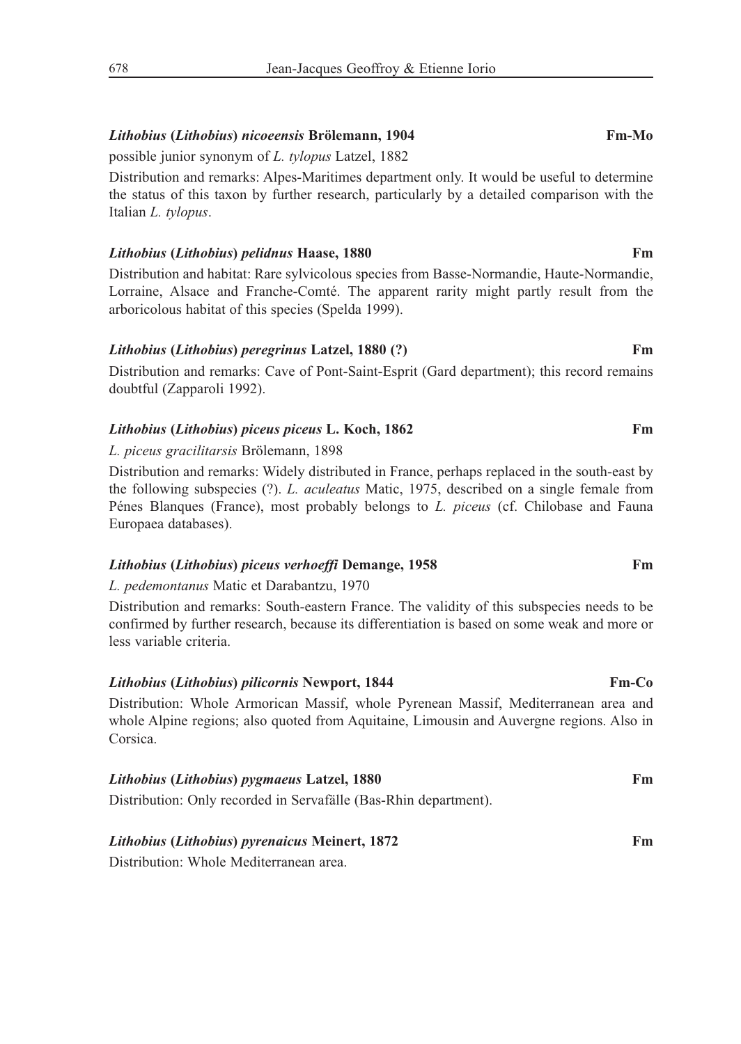***Lithobius* (*Lithobius*) *nicoeensis* Brölemann, 1904** **Fm-Mo**

possible junior synonym of *L. tylopus* Latzel, 1882

Distribution and remarks: Alpes-Maritimes department only. It would be useful to determine the status of this taxon by further research, particularly by a detailed comparison with the Italian *L. tylopus*.

***Lithobius* (*Lithobius*) *pelidnus* Haase, 1880** **Fm**

Distribution and habitat: Rare sylvicolous species from Basse-Normandie, Haute-Normandie, Lorraine, Alsace and Franche-Comté. The apparent rarity might partly result from the arboricolous habitat of this species (Spelda 1999).

***Lithobius* (*Lithobius*) *peregrinus* Latzel, 1880 (?)** **Fm**

Distribution and remarks: Cave of Pont-Saint-Esprit (Gard department); this record remains doubtful (Zapparoli 1992).

***Lithobius* (*Lithobius*) *piceus piceus* L. Koch, 1862** **Fm**

*L. piceus gracilitarsis* Brölemann, 1898

Distribution and remarks: Widely distributed in France, perhaps replaced in the south-east by the following subspecies (?). *L. aculeatus* Matic, 1975, described on a single female from Pénes Blanques (France), most probably belongs to *L. piceus* (cf. Chilobase and Fauna Europaea databases).

***Lithobius* (*Lithobius*) *piceus verhoeffi* Demange, 1958** **Fm**

*L. pedemontanus* Matic et Darabantzu, 1970

Distribution and remarks: South-eastern France. The validity of this subspecies needs to be confirmed by further research, because its differentiation is based on some weak and more or less variable criteria.

***Lithobius* (*Lithobius*) *pilicornis* Newport, 1844** **Fm-Co**

Distribution: Whole Armorican Massif, whole Pyrenean Massif, Mediterranean area and whole Alpine regions; also quoted from Aquitaine, Limousin and Auvergne regions. Also in Corsica.

***Lithobius* (*Lithobius*) *pygmaeus* Latzel, 1880** **Fm**

Distribution: Only recorded in Servafälle (Bas-Rhin department).

***Lithobius* (*Lithobius*) *pyrenaicus* Meinert, 1872** **Fm**

Distribution: Whole Mediterranean area.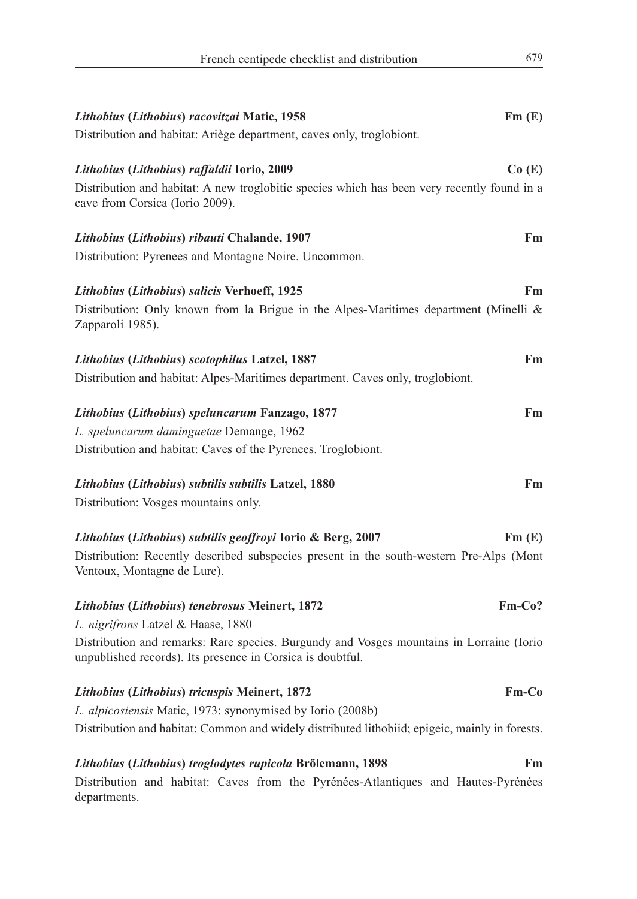***Lithobius* (*Lithobius*) *racovitzai* Matic, 1958** **Fm (E)**

Distribution and habitat: Ariège department, caves only, troglobiont.

***Lithobius* (*Lithobius*) *raffaldii* Iorio, 2009** **Co (E)**

Distribution and habitat: A new troglobitic species which has been very recently found in a cave from Corsica (Iorio 2009).

***Lithobius* (*Lithobius*) *ribauti* Chalande, 1907** **Fm**

Distribution: Pyrenees and Montagne Noire. Uncommon.

***Lithobius* (*Lithobius*) *salicis* Verhoeff, 1925** **Fm**

Distribution: Only known from la Brigue in the Alpes-Maritimes department (Minelli & Zapparoli 1985).

***Lithobius* (*Lithobius*) *scotophilus* Latzel, 1887** **Fm**

Distribution and habitat: Alpes-Maritimes department. Caves only, troglobiont.

***Lithobius* (*Lithobius*) *speluncarum* Fanzago, 1877** **Fm**

*L. speluncarum daminguetae* Demange, 1962

Distribution and habitat: Caves of the Pyrenees. Troglobiont.

***Lithobius* (*Lithobius*) *subtilis subtilis* Latzel, 1880** **Fm**

Distribution: Vosges mountains only.

***Lithobius* (*Lithobius*) *subtilis geoffroyi* Iorio & Berg, 2007** **Fm (E)**

Distribution: Recently described subspecies present in the south-western Pre-Alps (Mont Ventoux, Montagne de Lure).

***Lithobius* (*Lithobius*) *tenebrosus* Meinert, 1872** **Fm-Co?**

*L. nigrifrons* Latzel & Haase, 1880

Distribution and remarks: Rare species. Burgundy and Vosges mountains in Lorraine (Iorio unpublished records). Its presence in Corsica is doubtful.

***Lithobius* (*Lithobius*) *tricuspis* Meinert, 1872** **Fm-Co**

*L. alpicosiensis* Matic, 1973: synonymised by Iorio (2008b)

Distribution and habitat: Common and widely distributed lithobiid; epigeic, mainly in forests.

***Lithobius* (*Lithobius*) *troglodytes rupicola* Brölemann, 1898** **Fm**

Distribution and habitat: Caves from the Pyrénées-Atlantiques and Hautes-Pyrénées departments.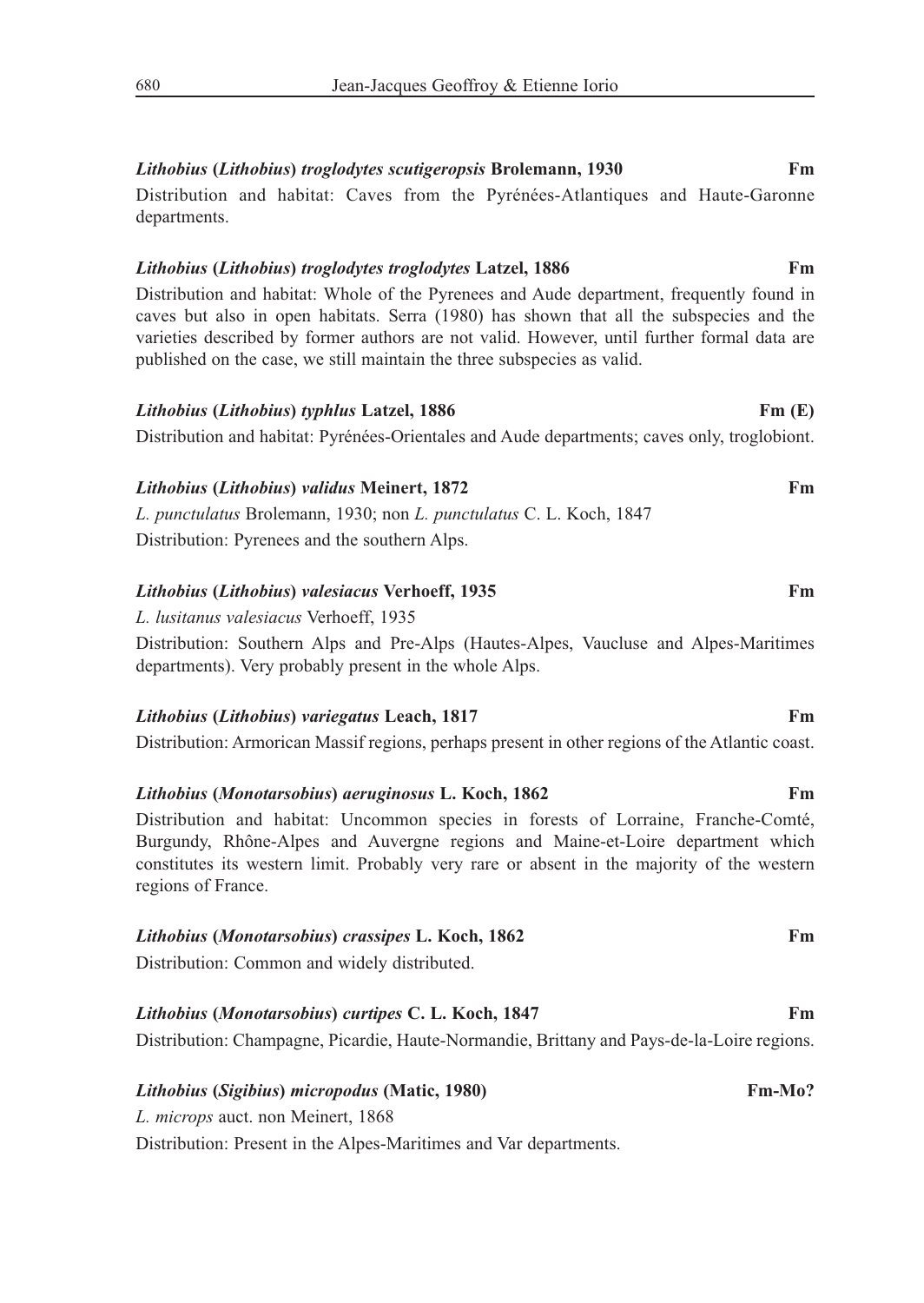***Lithobius* (*Lithobius*) *troglodytes scutigeropsis* Brolemann, 1930** **Fm**

Distribution and habitat: Caves from the Pyrénées-Atlantiques and Haute-Garonne departments.

***Lithobius* (*Lithobius*) *troglodytes troglodytes* Latzel, 1886** **Fm**

Distribution and habitat: Whole of the Pyrenees and Aude department, frequently found in caves but also in open habitats. Serra (1980) has shown that all the subspecies and the varieties described by former authors are not valid. However, until further formal data are published on the case, we still maintain the three subspecies as valid.

***Lithobius* (*Lithobius*) *typhlus* Latzel, 1886** **Fm (E)**

Distribution and habitat: Pyrénées-Orientales and Aude departments; caves only, troglobiont.

***Lithobius* (*Lithobius*) *validus* Meinert, 1872** **Fm**

*L. punctulatus* Brolemann, 1930; non *L. punctulatus* C. L. Koch, 1847

Distribution: Pyrenees and the southern Alps.

***Lithobius* (*Lithobius*) *valesiacus* Verhoeff, 1935** **Fm**

*L. lusitanus valesiacus* Verhoeff, 1935

Distribution: Southern Alps and Pre-Alps (Hautes-Alpes, Vaucluse and Alpes-Maritimes departments). Very probably present in the whole Alps.

***Lithobius* (*Lithobius*) *variegatus* Leach, 1817** **Fm**

Distribution: Armorican Massif regions, perhaps present in other regions of the Atlantic coast.

***Lithobius* (*Monotarsobius*) *aeruginosus* L. Koch, 1862** **Fm**

Distribution and habitat: Uncommon species in forests of Lorraine, Franche-Comté, Burgundy, Rhône-Alpes and Auvergne regions and Maine-et-Loire department which constitutes its western limit. Probably very rare or absent in the majority of the western regions of France.

***Lithobius* (*Monotarsobius*) *crassipes* L. Koch, 1862** **Fm**

Distribution: Common and widely distributed.

***Lithobius* (*Monotarsobius*) *curtipes* C. L. Koch, 1847** **Fm**

Distribution: Champagne, Picardie, Haute-Normandie, Brittany and Pays-de-la-Loire regions.

***Lithobius* (*Sigibius*) *micropodus* (Matic, 1980)** **Fm-Mo?**

*L. microps* auct. non Meinert, 1868

Distribution: Present in the Alpes-Maritimes and Var departments.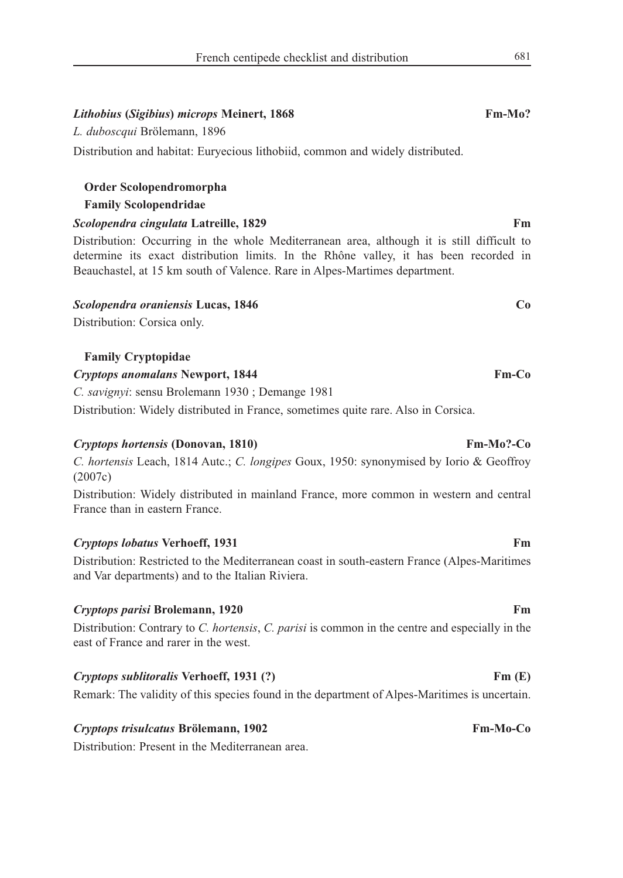***Lithobius* (*Sigibius*) *microps* Meinert, 1868** **Fm-Mo?**

*L. duboscqui* Brölemann, 1896

Distribution and habitat: Euryecious lithobiid, common and widely distributed.

**Order Scolopendromorpha**

**Family Scolopendridae**

***Scolopendra cingulata* Latreille, 1829** **Fm**

Distribution: Occurring in the whole Mediterranean area, although it is still difficult to determine its exact distribution limits. In the Rhône valley, it has been recorded in Beauchastel, at 15 km south of Valence. Rare in Alpes-Martimes department.

***Scolopendra oraniensis* Lucas, 1846** **Co**

Distribution: Corsica only.

**Family Cryptopidae**

***Cryptops anomalans* Newport, 1844** **Fm-Co**

*C. savignyi*: sensu Brolemann 1930 ; Demange 1981

Distribution: Widely distributed in France, sometimes quite rare. Also in Corsica.

***Cryptops hortensis* (Donovan, 1810)** **Fm-Mo?-Co**

*C. hortensis* Leach, 1814 Autc.; *C. longipes* Goux, 1950: synonymised by Iorio & Geoffroy (2007c)

Distribution: Widely distributed in mainland France, more common in western and central France than in eastern France.

***Cryptops lobatus* Verhoeff, 1931** **Fm**

Distribution: Restricted to the Mediterranean coast in south-eastern France (Alpes-Maritimes and Var departments) and to the Italian Riviera.

***Cryptops parisi* Brolemann, 1920** **Fm**

Distribution: Contrary to *C. hortensis*, *C. parisi* is common in the centre and especially in the east of France and rarer in the west.

***Cryptops sublitoralis* Verhoeff, 1931 (?)** **Fm (E)**

Remark: The validity of this species found in the department of Alpes-Maritimes is uncertain.

***Cryptops trisulcatus* Brölemann, 1902** **Fm-Mo-Co**

Distribution: Present in the Mediterranean area.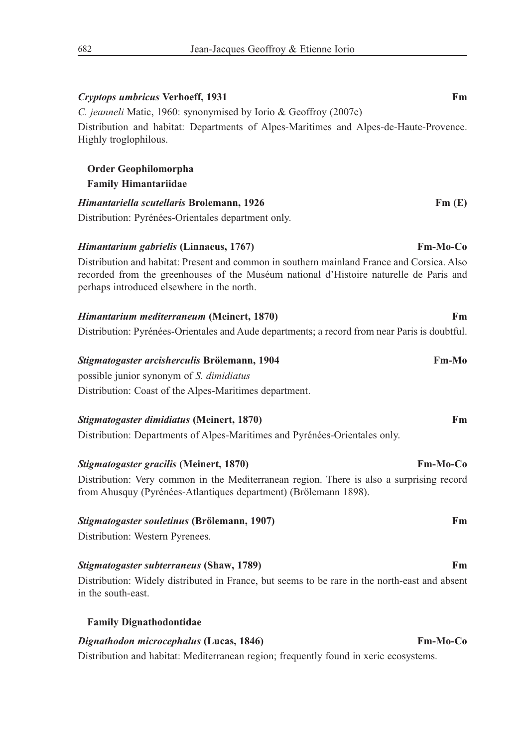***Cryptops umbricus* Verhoeff, 1931** **Fm**

*C. jeanneli* Matic, 1960: synonymised by Iorio & Geoffroy (2007c)

Distribution and habitat: Departments of Alpes-Maritimes and Alpes-de-Haute-Provence. Highly troglophilous.

### Order Geophilomorpha

#### Family Himantariidae

***Himantariella scutellaris* Brolemann, 1926** **Fm (E)**

Distribution: Pyrénées-Orientales department only.

***Himantarium gabrielis* (Linnaeus, 1767)** **Fm-Mo-Co**

Distribution and habitat: Present and common in southern mainland France and Corsica. Also recorded from the greenhouses of the Muséum national d'Histoire naturelle de Paris and perhaps introduced elsewhere in the north.

***Himantarium mediterraneum* (Meinert, 1870)** **Fm**

Distribution: Pyrénées-Orientales and Aude departments; a record from near Paris is doubtful.

***Stigmatogaster arcisherculis* Brölemann, 1904** **Fm-Mo**

possible junior synonym of *S. dimidiatus*

Distribution: Coast of the Alpes-Maritimes department.

***Stigmatogaster dimidiatus* (Meinert, 1870)** **Fm**

Distribution: Departments of Alpes-Maritimes and Pyrénées-Orientales only.

***Stigmatogaster gracilis* (Meinert, 1870)** **Fm-Mo-Co**

Distribution: Very common in the Mediterranean region. There is also a surprising record from Ahusquy (Pyrénées-Atlantiques department) (Brölemann 1898).

***Stigmatogaster souletinus* (Brölemann, 1907)** **Fm**

Distribution: Western Pyrenees.

***Stigmatogaster subterraneus* (Shaw, 1789)** **Fm**

Distribution: Widely distributed in France, but seems to be rare in the north-east and absent in the south-east.

#### Family Dignathodontidae

***Dignathodon microcephalus* (Lucas, 1846)** **Fm-Mo-Co**

Distribution and habitat: Mediterranean region; frequently found in xeric ecosystems.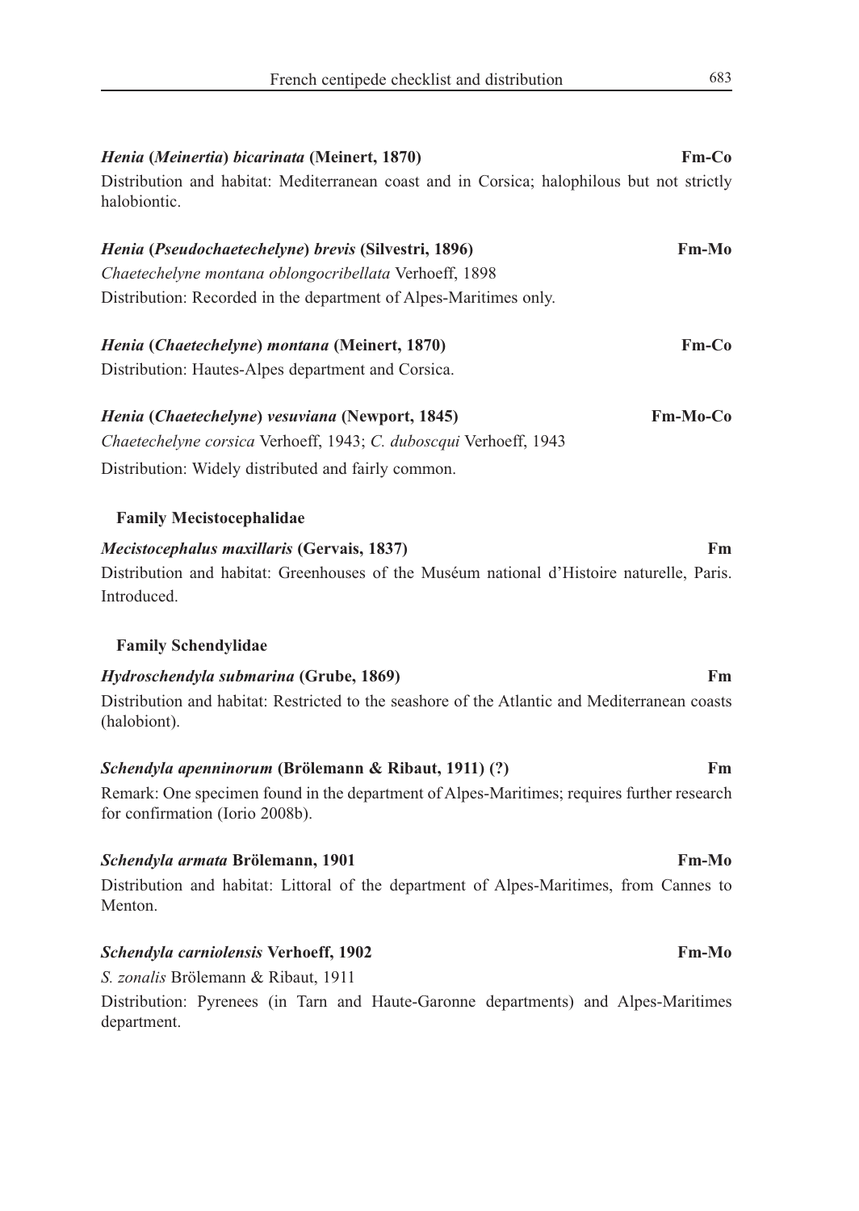***Henia* (*Meinertia*) *bicarinata* (Meinert, 1870)** **Fm-Co**

Distribution and habitat: Mediterranean coast and in Corsica; halophilous but not strictly halobiontic.

***Henia* (*Pseudochaetechelyne*) *brevis* (Silvestri, 1896)** **Fm-Mo**

*Chaetechelyne montana oblongocribellata* Verhoeff, 1898

Distribution: Recorded in the department of Alpes-Maritimes only.

***Henia* (*Chaetechelyne*) *montana* (Meinert, 1870)** **Fm-Co**

Distribution: Hautes-Alpes department and Corsica.

***Henia* (*Chaetechelyne*) *vesuviana* (Newport, 1845)** **Fm-Mo-Co**

*Chaetechelyne corsica* Verhoeff, 1943; *C. duboscqui* Verhoeff, 1943

Distribution: Widely distributed and fairly common.

**Family Mecistocephalidae**

***Mecistocephalus maxillaris* (Gervais, 1837)** **Fm**

Distribution and habitat: Greenhouses of the Muséum national d'Histoire naturelle, Paris. Introduced.

**Family Schendylidae**

***Hydroschendyla submarina* (Grube, 1869)** **Fm**

Distribution and habitat: Restricted to the seashore of the Atlantic and Mediterranean coasts (halobiont).

***Schendyla apenninorum* (Brölemann & Ribaut, 1911) (?)** **Fm**

Remark: One specimen found in the department of Alpes-Maritimes; requires further research for confirmation (Iorio 2008b).

***Schendyla armata* Brölemann, 1901** **Fm-Mo**

Distribution and habitat: Littoral of the department of Alpes-Maritimes, from Cannes to Menton.

***Schendyla carniolensis* Verhoeff, 1902** **Fm-Mo**

*S. zonalis* Brölemann & Ribaut, 1911

Distribution: Pyrenees (in Tarn and Haute-Garonne departments) and Alpes-Maritimes department.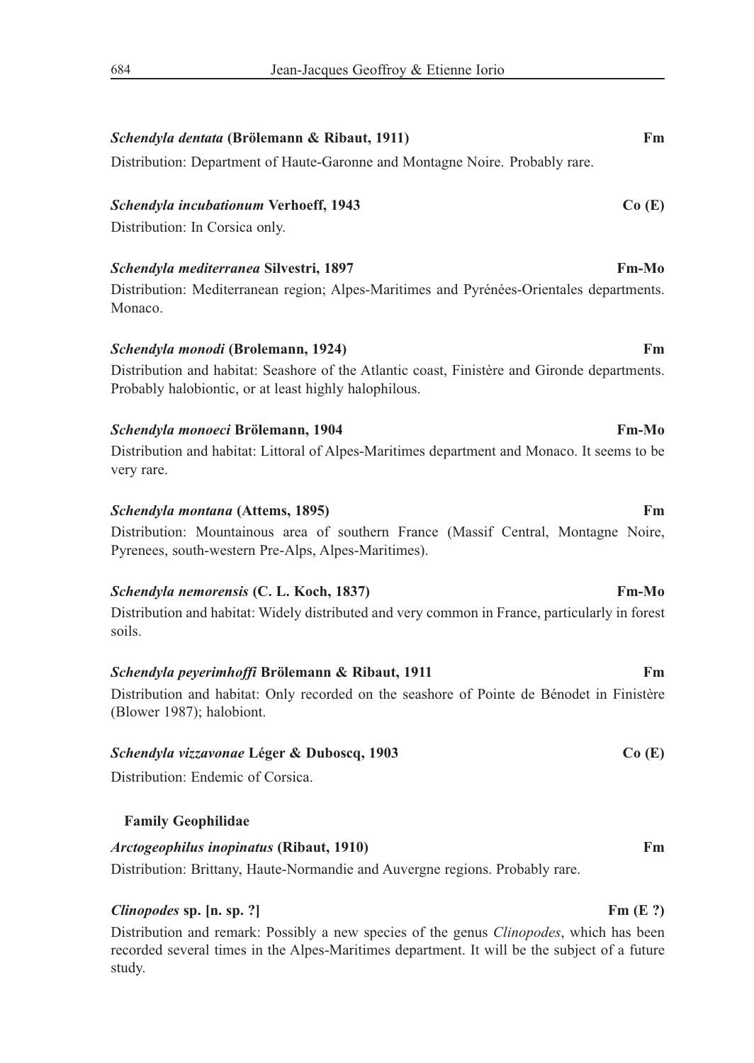***Schendyla dentata*** **(Brölemann & Ribaut, 1911)** **Fm**

Distribution: Department of Haute-Garonne and Montagne Noire. Probably rare.

***Schendyla incubationum*** **Verhoeff, 1943** **Co (E)**

Distribution: In Corsica only.

***Schendyla mediterranea*** **Silvestri, 1897** **Fm-Mo**

Distribution: Mediterranean region; Alpes-Maritimes and Pyrénées-Orientales departments. Monaco.

***Schendyla monodi*** **(Brolemann, 1924)** **Fm**

Distribution and habitat: Seashore of the Atlantic coast, Finistère and Gironde departments. Probably halobiontic, or at least highly halophilous.

***Schendyla monoeci*** **Brölemann, 1904** **Fm-Mo**

Distribution and habitat: Littoral of Alpes-Maritimes department and Monaco. It seems to be very rare.

***Schendyla montana*** **(Attems, 1895)** **Fm**

Distribution: Mountainous area of southern France (Massif Central, Montagne Noire, Pyrenees, south-western Pre-Alps, Alpes-Maritimes).

***Schendyla nemorensis*** **(C. L. Koch, 1837)** **Fm-Mo**

Distribution and habitat: Widely distributed and very common in France, particularly in forest soils.

***Schendyla peyerimhoffi*** **Brölemann & Ribaut, 1911** **Fm**

Distribution and habitat: Only recorded on the seashore of Pointe de Bénodet in Finistère (Blower 1987); halobiont.

***Schendyla vizzavonae*** **Léger & Duboscq, 1903** **Co (E)**

Distribution: Endemic of Corsica.

**Family Geophilidae**

***Arctogeophilus inopinatus*** **(Ribaut, 1910)** **Fm**

Distribution: Brittany, Haute-Normandie and Auvergne regions. Probably rare.

***Clinopodes*** **sp. [n. sp. ?]** **Fm (E ?)**

Distribution and remark: Possibly a new species of the genus *Clinopodes*, which has been recorded several times in the Alpes-Maritimes department. It will be the subject of a future study.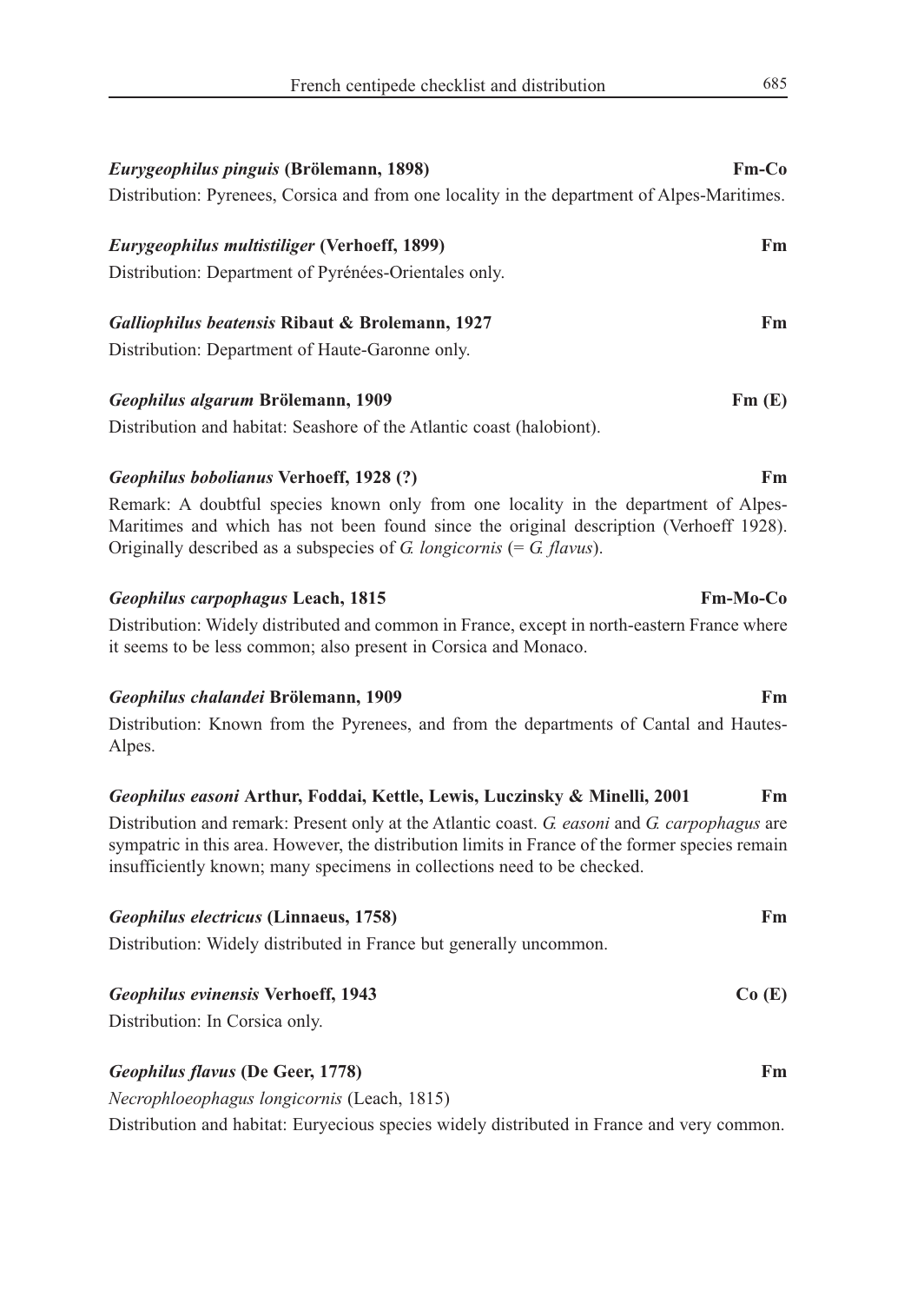***Eurygeophilus pinguis* (Brölemann, 1898)** **Fm-Co**

Distribution: Pyrenees, Corsica and from one locality in the department of Alpes-Maritimes.

***Eurygeophilus multistiliger* (Verhoeff, 1899)** **Fm**

Distribution: Department of Pyrénées-Orientales only.

***Galliophilus beatensis* Ribaut & Brolemann, 1927** **Fm**

Distribution: Department of Haute-Garonne only.

***Geophilus algarum* Brölemann, 1909** **Fm (E)**

Distribution and habitat: Seashore of the Atlantic coast (halobiont).

***Geophilus bobolianus* Verhoeff, 1928 (?)** **Fm**

Remark: A doubtful species known only from one locality in the department of Alpes-Maritimes and which has not been found since the original description (Verhoeff 1928). Originally described as a subspecies of *G. longicornis* (= *G. flavus*).

***Geophilus carpophagus* Leach, 1815** **Fm-Mo-Co**

Distribution: Widely distributed and common in France, except in north-eastern France where it seems to be less common; also present in Corsica and Monaco.

***Geophilus chalandei* Brölemann, 1909** **Fm**

Distribution: Known from the Pyrenees, and from the departments of Cantal and Hautes-Alpes.

***Geophilus easoni* Arthur, Foddai, Kettle, Lewis, Luczinsky & Minelli, 2001** **Fm**

Distribution and remark: Present only at the Atlantic coast. *G. easoni* and *G. carpophagus* are sympatric in this area. However, the distribution limits in France of the former species remain insufficiently known; many specimens in collections need to be checked.

***Geophilus electricus* (Linnaeus, 1758)** **Fm**

Distribution: Widely distributed in France but generally uncommon.

***Geophilus evinensis* Verhoeff, 1943** **Co (E)**

Distribution: In Corsica only.

***Geophilus flavus* (De Geer, 1778)** **Fm**

*Necrophloeophagus longicornis* (Leach, 1815)

Distribution and habitat: Euryecious species widely distributed in France and very common.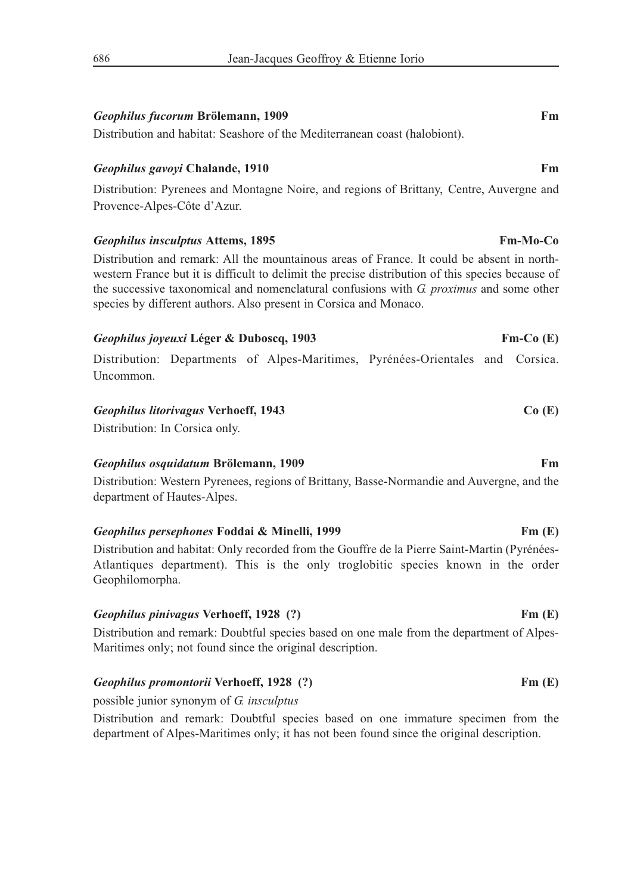***Geophilus fucorum* Brölemann, 1909** **Fm**

Distribution and habitat: Seashore of the Mediterranean coast (halobiont).

***Geophilus gavoyi* Chalande, 1910** **Fm**

Distribution: Pyrenees and Montagne Noire, and regions of Brittany, Centre, Auvergne and Provence-Alpes-Côte d'Azur.

***Geophilus insculptus* Attems, 1895** **Fm-Mo-Co**

Distribution and remark: All the mountainous areas of France. It could be absent in north-western France but it is difficult to delimit the precise distribution of this species because of the successive taxonomical and nomenclatural confusions with *G. proximus* and some other species by different authors. Also present in Corsica and Monaco.

***Geophilus joyeuxi* Léger & Duboscq, 1903** **Fm-Co (E)**

Distribution: Departments of Alpes-Maritimes, Pyrénées-Orientales and Corsica. Uncommon.

***Geophilus litorivagus* Verhoeff, 1943** **Co (E)**

Distribution: In Corsica only.

***Geophilus osquidatum* Brölemann, 1909** **Fm**

Distribution: Western Pyrenees, regions of Brittany, Basse-Normandie and Auvergne, and the department of Hautes-Alpes.

***Geophilus persephones* Foddai & Minelli, 1999** **Fm (E)**

Distribution and habitat: Only recorded from the Gouffre de la Pierre Saint-Martin (Pyrénées-Atlantiques department). This is the only troglobitic species known in the order Geophilomorpha.

***Geophilus pinivagus* Verhoeff, 1928 (?)** **Fm (E)**

Distribution and remark: Doubtful species based on one male from the department of Alpes-Maritimes only; not found since the original description.

***Geophilus promontorii* Verhoeff, 1928 (?)** **Fm (E)**

possible junior synonym of *G. insculptus*

Distribution and remark: Doubtful species based on one immature specimen from the department of Alpes-Maritimes only; it has not been found since the original description.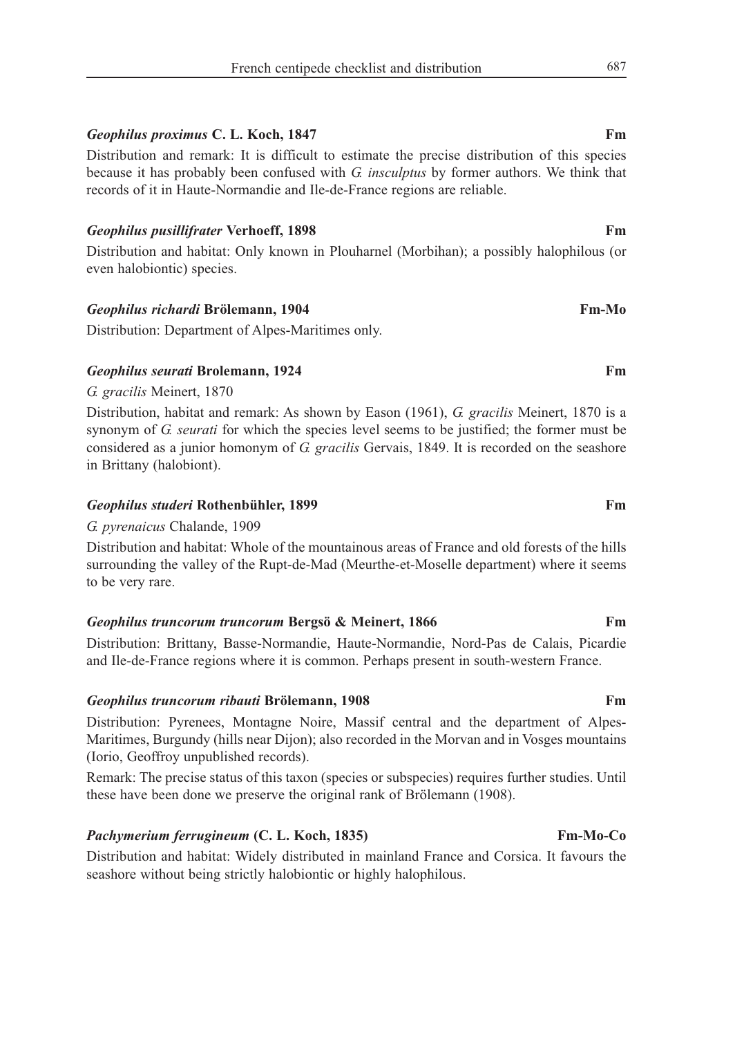**_Geophilus proximus_ C. L. Koch, 1847** **Fm**

Distribution and remark: It is difficult to estimate the precise distribution of this species because it has probably been confused with *G. insculptus* by former authors. We think that records of it in Haute-Normandie and Ile-de-France regions are reliable.

**_Geophilus pusillifrater_ Verhoeff, 1898** **Fm**

Distribution and habitat: Only known in Plouharnel (Morbihan); a possibly halophilous (or even halobiontic) species.

**_Geophilus richardi_ Brölemann, 1904** **Fm-Mo**

Distribution: Department of Alpes-Maritimes only.

**_Geophilus seurati_ Brolemann, 1924** **Fm**

*G. gracilis* Meinert, 1870

Distribution, habitat and remark: As shown by Eason (1961), *G. gracilis* Meinert, 1870 is a synonym of *G. seurati* for which the species level seems to be justified; the former must be considered as a junior homonym of *G. gracilis* Gervais, 1849. It is recorded on the seashore in Brittany (halobiont).

**_Geophilus studeri_ Rothenbühler, 1899** **Fm**

*G. pyrenaicus* Chalande, 1909

Distribution and habitat: Whole of the mountainous areas of France and old forests of the hills surrounding the valley of the Rupt-de-Mad (Meurthe-et-Moselle department) where it seems to be very rare.

**_Geophilus truncorum truncorum_ Bergsö & Meinert, 1866** **Fm**

Distribution: Brittany, Basse-Normandie, Haute-Normandie, Nord-Pas de Calais, Picardie and Ile-de-France regions where it is common. Perhaps present in south-western France.

**_Geophilus truncorum ribauti_ Brölemann, 1908** **Fm**

Distribution: Pyrenees, Montagne Noire, Massif central and the department of Alpes-Maritimes, Burgundy (hills near Dijon); also recorded in the Morvan and in Vosges mountains (Iorio, Geoffroy unpublished records).

Remark: The precise status of this taxon (species or subspecies) requires further studies. Until these have been done we preserve the original rank of Brölemann (1908).

**_Pachymerium ferrugineum_ (C. L. Koch, 1835)** **Fm-Mo-Co**

Distribution and habitat: Widely distributed in mainland France and Corsica. It favours the seashore without being strictly halobiontic or highly halophilous.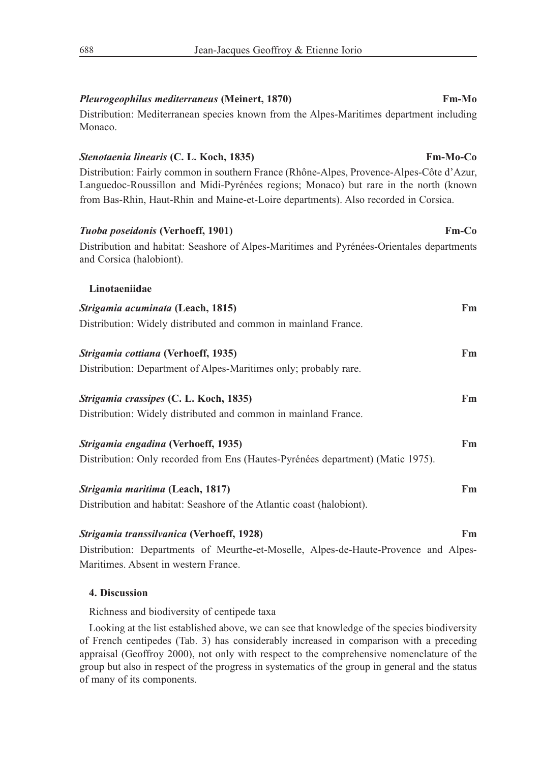***Pleurogeophilus mediterraneus* (Meinert, 1870)** **Fm-Mo**

Distribution: Mediterranean species known from the Alpes-Maritimes department including Monaco.

***Stenotaenia linearis* (C. L. Koch, 1835)** **Fm-Mo-Co**

Distribution: Fairly common in southern France (Rhône-Alpes, Provence-Alpes-Côte d'Azur, Languedoc-Roussillon and Midi-Pyrénées regions; Monaco) but rare in the north (known from Bas-Rhin, Haut-Rhin and Maine-et-Loire departments). Also recorded in Corsica.

***Tuoba poseidonis* (Verhoeff, 1901)** **Fm-Co**

Distribution and habitat: Seashore of Alpes-Maritimes and Pyrénées-Orientales departments and Corsica (halobiont).

**Linotaeniidae**

***Strigamia acuminata* (Leach, 1815)** **Fm**

Distribution: Widely distributed and common in mainland France.

***Strigamia cottiana* (Verhoeff, 1935)** **Fm**

Distribution: Department of Alpes-Maritimes only; probably rare.

***Strigamia crassipes* (C. L. Koch, 1835)** **Fm**

Distribution: Widely distributed and common in mainland France.

***Strigamia engadina* (Verhoeff, 1935)** **Fm**

Distribution: Only recorded from Ens (Hautes-Pyrénées department) (Matic 1975).

***Strigamia maritima* (Leach, 1817)** **Fm**

Distribution and habitat: Seashore of the Atlantic coast (halobiont).

***Strigamia transsilvanica* (Verhoeff, 1928)** **Fm**

Distribution: Departments of Meurthe-et-Moselle, Alpes-de-Haute-Provence and Alpes-Maritimes. Absent in western France.

## 4. Discussion

Richness and biodiversity of centipede taxa

Looking at the list established above, we can see that knowledge of the species biodiversity of French centipedes (Tab. 3) has considerably increased in comparison with a preceding appraisal (Geoffroy 2000), not only with respect to the comprehensive nomenclature of the group but also in respect of the progress in systematics of the group in general and the status of many of its components.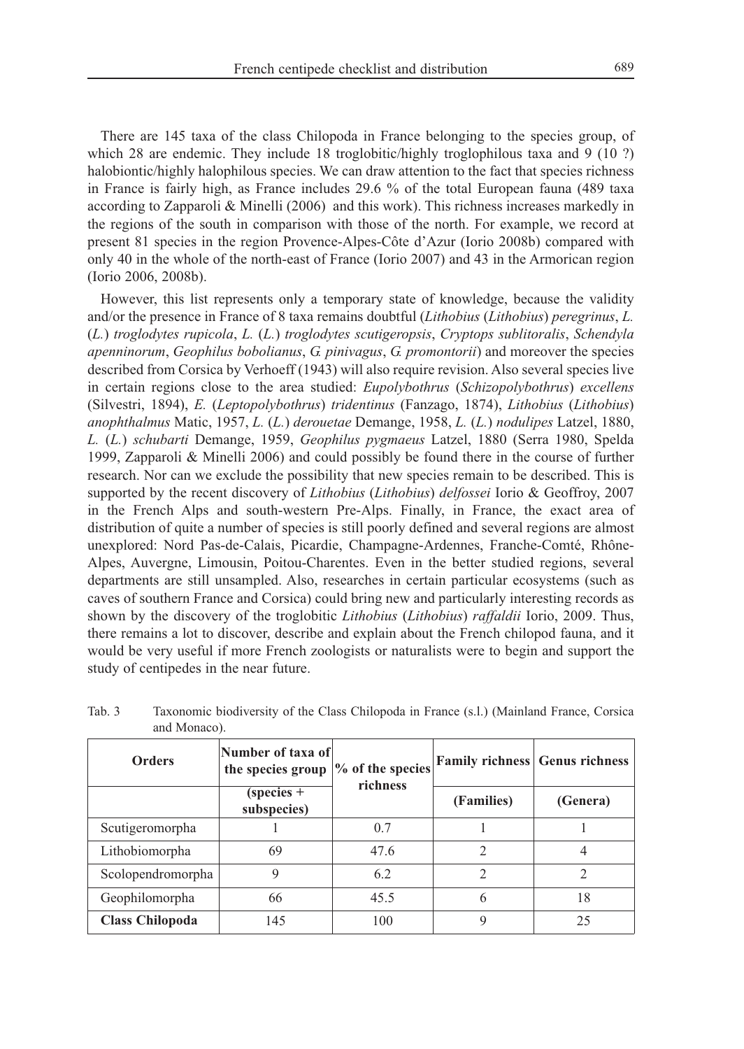There are 145 taxa of the class Chilopoda in France belonging to the species group, of which 28 are endemic. They include 18 troglobitic/highly troglophilous taxa and 9 (10 ?) halobiontic/highly halophilous species. We can draw attention to the fact that species richness in France is fairly high, as France includes 29.6 % of the total European fauna (489 taxa according to Zapparoli & Minelli (2006) and this work). This richness increases markedly in the regions of the south in comparison with those of the north. For example, we record at present 81 species in the region Provence-Alpes-Côte d'Azur (Iorio 2008b) compared with only 40 in the whole of the north-east of France (Iorio 2007) and 43 in the Armorican region (Iorio 2006, 2008b).

However, this list represents only a temporary state of knowledge, because the validity and/or the presence in France of 8 taxa remains doubtful (*Lithobius* (*Lithobius*) *peregrinus*, *L.* (*L.*) *troglodytes rupicola*, *L.* (*L.*) *troglodytes scutigeropsis*, *Cryptops sublitoralis*, *Schendyla apenninorum*, *Geophilus bobolianus*, *G. pinivagus*, *G. promontorii*) and moreover the species described from Corsica by Verhoeff (1943) will also require revision. Also several species live in certain regions close to the area studied: *Eupolybothrus* (*Schizopolybothrus*) *excellens* (Silvestri, 1894), *E.* (*Leptopolybothrus*) *tridentinus* (Fanzago, 1874), *Lithobius* (*Lithobius*) *anophthalmus* Matic, 1957, *L.* (*L.*) *derouetae* Demange, 1958, *L.* (*L.*) *nodulipes* Latzel, 1880, *L.* (*L.*) *schubarti* Demange, 1959, *Geophilus pygmaeus* Latzel, 1880 (Serra 1980, Spelda 1999, Zapparoli & Minelli 2006) and could possibly be found there in the course of further research. Nor can we exclude the possibility that new species remain to be described. This is supported by the recent discovery of *Lithobius* (*Lithobius*) *delfossei* Iorio & Geoffroy, 2007 in the French Alps and south-western Pre-Alps. Finally, in France, the exact area of distribution of quite a number of species is still poorly defined and several regions are almost unexplored: Nord Pas-de-Calais, Picardie, Champagne-Ardennes, Franche-Comté, Rhône-Alpes, Auvergne, Limousin, Poitou-Charentes. Even in the better studied regions, several departments are still unsampled. Also, researches in certain particular ecosystems (such as caves of southern France and Corsica) could bring new and particularly interesting records as shown by the discovery of the troglobitic *Lithobius* (*Lithobius*) *raffaldii* Iorio, 2009. Thus, there remains a lot to discover, describe and explain about the French chilopod fauna, and it would be very useful if more French zoologists or naturalists were to begin and support the study of centipedes in the near future.

Tab. 3 Taxonomic biodiversity of the Class Chilopoda in France (s.l.) (Mainland France, Corsica and Monaco).

| Orders | Number of taxa of the species group | % of the species richness | Family richness | Genus richness |
|---|---|---|---|---|
| | (species + subspecies) | | (Families) | (Genera) |
| Scutigeromorpha | 1 | 0.7 | 1 | 1 |
| Lithobiomorpha | 69 | 47.6 | 2 | 4 |
| Scolopendromorpha | 9 | 6.2 | 2 | 2 |
| Geophilomorpha | 66 | 45.5 | 6 | 18 |
| **Class Chilopoda** | 145 | 100 | 9 | 25 |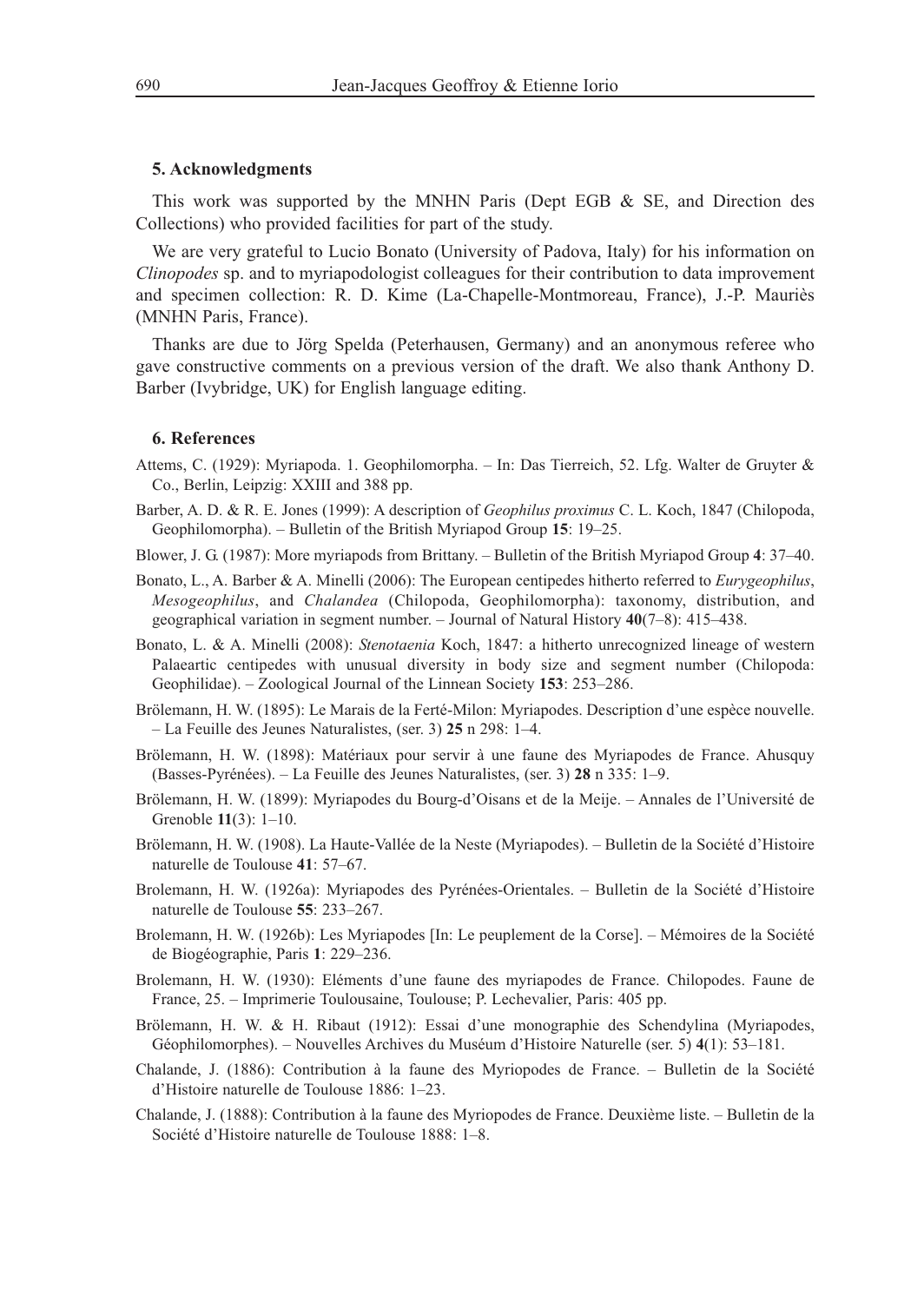## 5. Acknowledgments

This work was supported by the MNHN Paris (Dept EGB & SE, and Direction des Collections) who provided facilities for part of the study.

We are very grateful to Lucio Bonato (University of Padova, Italy) for his information on *Clinopodes* sp. and to myriapodologist colleagues for their contribution to data improvement and specimen collection: R. D. Kime (La-Chapelle-Montmoreau, France), J.-P. Mauriès (MNHN Paris, France).

Thanks are due to Jörg Spelda (Peterhausen, Germany) and an anonymous referee who gave constructive comments on a previous version of the draft. We also thank Anthony D. Barber (Ivybridge, UK) for English language editing.

## 6. References

Attems, C. (1929): Myriapoda. 1. Geophilomorpha. – In: Das Tierreich, 52. Lfg. Walter de Gruyter & Co., Berlin, Leipzig: XXIII and 388 pp.

Barber, A. D. & R. E. Jones (1999): A description of *Geophilus proximus* C. L. Koch, 1847 (Chilopoda, Geophilomorpha). – Bulletin of the British Myriapod Group **15**: 19–25.

Blower, J. G. (1987): More myriapods from Brittany. – Bulletin of the British Myriapod Group **4**: 37–40.

Bonato, L., A. Barber & A. Minelli (2006): The European centipedes hitherto referred to *Eurygeophilus*, *Mesogeophilus*, and *Chalandea* (Chilopoda, Geophilomorpha): taxonomy, distribution, and geographical variation in segment number. – Journal of Natural History **40**(7–8): 415–438.

Bonato, L. & A. Minelli (2008): *Stenotaenia* Koch, 1847: a hitherto unrecognized lineage of western Palaeartic centipedes with unusual diversity in body size and segment number (Chilopoda: Geophilidae). – Zoological Journal of the Linnean Society **153**: 253–286.

Brölemann, H. W. (1895): Le Marais de la Ferté-Milon: Myriapodes. Description d'une espèce nouvelle. – La Feuille des Jeunes Naturalistes, (ser. 3) **25** n 298: 1–4.

Brölemann, H. W. (1898): Matériaux pour servir à une faune des Myriapodes de France. Ahusquy (Basses-Pyrénées). – La Feuille des Jeunes Naturalistes, (ser. 3) **28** n 335: 1–9.

Brölemann, H. W. (1899): Myriapodes du Bourg-d'Oisans et de la Meije. – Annales de l'Université de Grenoble **11**(3): 1–10.

Brölemann, H. W. (1908). La Haute-Vallée de la Neste (Myriapodes). – Bulletin de la Société d'Histoire naturelle de Toulouse **41**: 57–67.

Brolemann, H. W. (1926a): Myriapodes des Pyrénées-Orientales. – Bulletin de la Société d'Histoire naturelle de Toulouse **55**: 233–267.

Brolemann, H. W. (1926b): Les Myriapodes [In: Le peuplement de la Corse]. – Mémoires de la Société de Biogéographie, Paris **1**: 229–236.

Brolemann, H. W. (1930): Eléments d'une faune des myriapodes de France. Chilopodes. Faune de France, 25. – Imprimerie Toulousaine, Toulouse; P. Lechevalier, Paris: 405 pp.

Brölemann, H. W. & H. Ribaut (1912): Essai d'une monographie des Schendylina (Myriapodes, Géophilomorphes). – Nouvelles Archives du Muséum d'Histoire Naturelle (ser. 5) **4**(1): 53–181.

Chalande, J. (1886): Contribution à la faune des Myriopodes de France. – Bulletin de la Société d'Histoire naturelle de Toulouse 1886: 1–23.

Chalande, J. (1888): Contribution à la faune des Myriopodes de France. Deuxième liste. – Bulletin de la Société d'Histoire naturelle de Toulouse 1888: 1–8.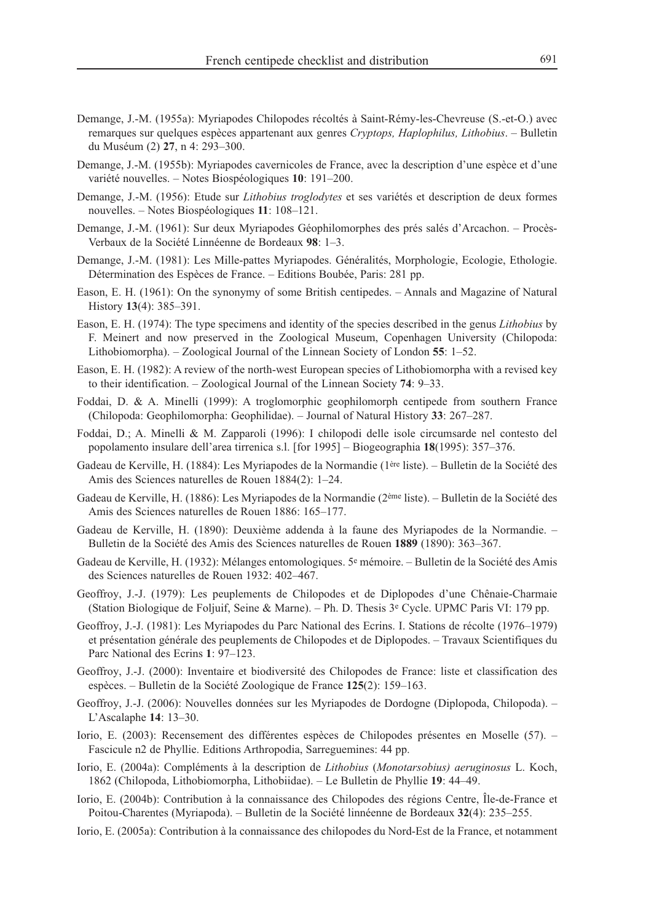Demange, J.-M. (1955a): Myriapodes Chilopodes récoltés à Saint-Rémy-les-Chevreuse (S.-et-O.) avec remarques sur quelques espèces appartenant aux genres *Cryptops, Haplophilus, Lithobius*. – Bulletin du Muséum (2) **27**, n 4: 293–300.

Demange, J.-M. (1955b): Myriapodes cavernicoles de France, avec la description d'une espèce et d'une variété nouvelles. – Notes Biospéologiques **10**: 191–200.

Demange, J.-M. (1956): Etude sur *Lithobius troglodytes* et ses variétés et description de deux formes nouvelles. – Notes Biospéologiques **11**: 108–121.

Demange, J.-M. (1961): Sur deux Myriapodes Géophilomorphes des prés salés d'Arcachon. – Procès-Verbaux de la Société Linnéenne de Bordeaux **98**: 1–3.

Demange, J.-M. (1981): Les Mille-pattes Myriapodes. Généralités, Morphologie, Ecologie, Ethologie. Détermination des Espèces de France. – Editions Boubée, Paris: 281 pp.

Eason, E. H. (1961): On the synonymy of some British centipedes. – Annals and Magazine of Natural History **13**(4): 385–391.

Eason, E. H. (1974): The type specimens and identity of the species described in the genus *Lithobius* by F. Meinert and now preserved in the Zoological Museum, Copenhagen University (Chilopoda: Lithobiomorpha). – Zoological Journal of the Linnean Society of London **55**: 1–52.

Eason, E. H. (1982): A review of the north-west European species of Lithobiomorpha with a revised key to their identification. – Zoological Journal of the Linnean Society **74**: 9–33.

Foddai, D. & A. Minelli (1999): A troglomorphic geophilomorph centipede from southern France (Chilopoda: Geophilomorpha: Geophilidae). – Journal of Natural History **33**: 267–287.

Foddai, D.; A. Minelli & M. Zapparoli (1996): I chilopodi delle isole circumsarde nel contesto del popolamento insulare dell'area tirrenica s.l. [for 1995] – Biogeographia **18**(1995): 357–376.

Gadeau de Kerville, H. (1884): Les Myriapodes de la Normandie (1ère liste). – Bulletin de la Société des Amis des Sciences naturelles de Rouen 1884(2): 1–24.

Gadeau de Kerville, H. (1886): Les Myriapodes de la Normandie (2ème liste). – Bulletin de la Société des Amis des Sciences naturelles de Rouen 1886: 165–177.

Gadeau de Kerville, H. (1890): Deuxième addenda à la faune des Myriapodes de la Normandie. – Bulletin de la Société des Amis des Sciences naturelles de Rouen **1889** (1890): 363–367.

Gadeau de Kerville, H. (1932): Mélanges entomologiques. 5e mémoire. – Bulletin de la Société des Amis des Sciences naturelles de Rouen 1932: 402–467.

Geoffroy, J.-J. (1979): Les peuplements de Chilopodes et de Diplopodes d'une Chênaie-Charmaie (Station Biologique de Foljuif, Seine & Marne). – Ph. D. Thesis 3e Cycle. UPMC Paris VI: 179 pp.

Geoffroy, J.-J. (1981): Les Myriapodes du Parc National des Ecrins. I. Stations de récolte (1976–1979) et présentation générale des peuplements de Chilopodes et de Diplopodes. – Travaux Scientifiques du Parc National des Ecrins **1**: 97–123.

Geoffroy, J.-J. (2000): Inventaire et biodiversité des Chilopodes de France: liste et classification des espèces. – Bulletin de la Société Zoologique de France **125**(2): 159–163.

Geoffroy, J.-J. (2006): Nouvelles données sur les Myriapodes de Dordogne (Diplopoda, Chilopoda). – L'Ascalaphe **14**: 13–30.

Iorio, E. (2003): Recensement des différentes espèces de Chilopodes présentes en Moselle (57). – Fascicule n2 de Phyllie. Editions Arthropodia, Sarreguemines: 44 pp.

Iorio, E. (2004a): Compléments à la description de *Lithobius* (*Monotarsobius) aeruginosus* L. Koch, 1862 (Chilopoda, Lithobiomorpha, Lithobiidae). – Le Bulletin de Phyllie **19**: 44–49.

Iorio, E. (2004b): Contribution à la connaissance des Chilopodes des régions Centre, Île-de-France et Poitou-Charentes (Myriapoda). – Bulletin de la Société linnéenne de Bordeaux **32**(4): 235–255.

Iorio, E. (2005a): Contribution à la connaissance des chilopodes du Nord-Est de la France, et notamment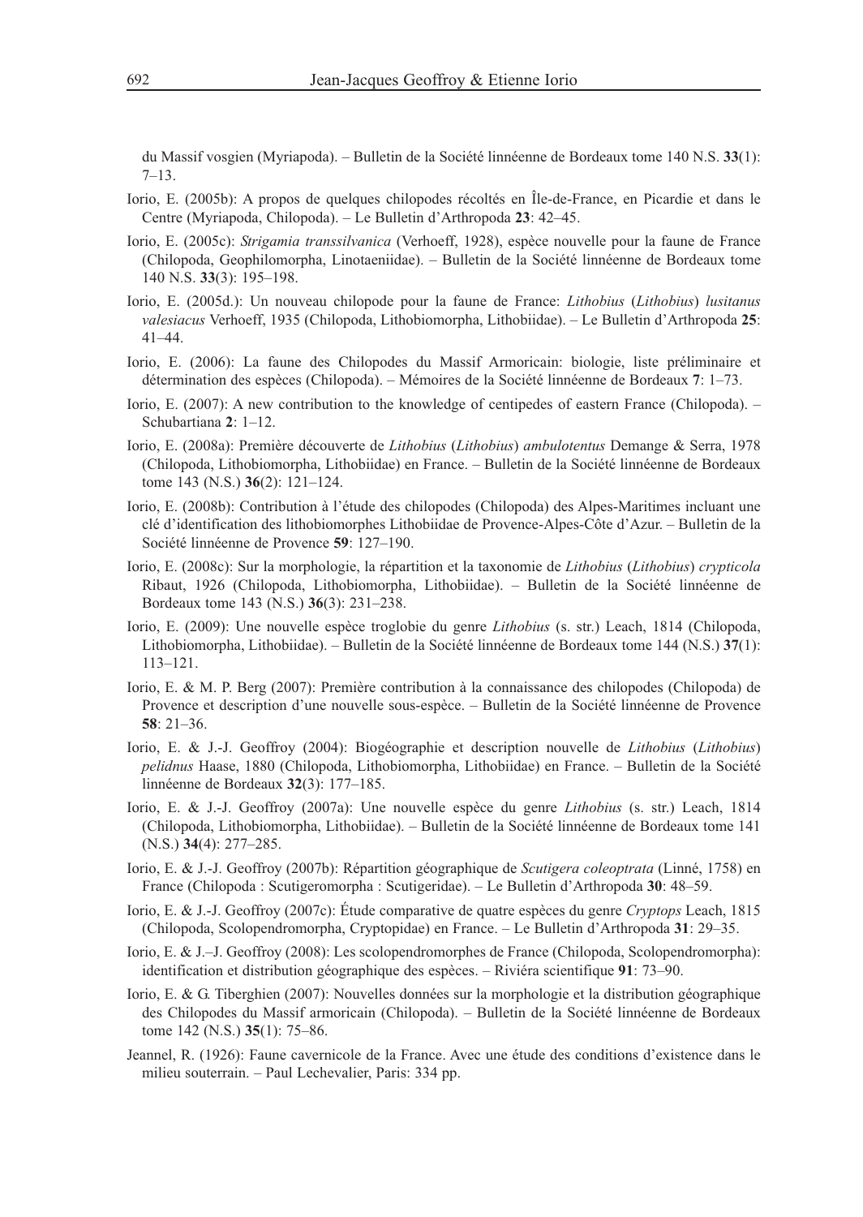du Massif vosgien (Myriapoda). – Bulletin de la Société linnéenne de Bordeaux tome 140 N.S. **33**(1): 7–13.

Iorio, E. (2005b): A propos de quelques chilopodes récoltés en Île-de-France, en Picardie et dans le Centre (Myriapoda, Chilopoda). – Le Bulletin d'Arthropoda **23**: 42–45.

Iorio, E. (2005c): *Strigamia transsilvanica* (Verhoeff, 1928), espèce nouvelle pour la faune de France (Chilopoda, Geophilomorpha, Linotaeniidae). – Bulletin de la Société linnéenne de Bordeaux tome 140 N.S. **33**(3): 195–198.

Iorio, E. (2005d.): Un nouveau chilopode pour la faune de France: *Lithobius* (*Lithobius*) *lusitanus valesiacus* Verhoeff, 1935 (Chilopoda, Lithobiomorpha, Lithobiidae). – Le Bulletin d'Arthropoda **25**: 41–44.

Iorio, E. (2006): La faune des Chilopodes du Massif Armoricain: biologie, liste préliminaire et détermination des espèces (Chilopoda). – Mémoires de la Société linnéenne de Bordeaux **7**: 1–73.

Iorio, E. (2007): A new contribution to the knowledge of centipedes of eastern France (Chilopoda). – Schubartiana **2**: 1–12.

Iorio, E. (2008a): Première découverte de *Lithobius* (*Lithobius*) *ambulotentus* Demange & Serra, 1978 (Chilopoda, Lithobiomorpha, Lithobiidae) en France. – Bulletin de la Société linnéenne de Bordeaux tome 143 (N.S.) **36**(2): 121–124.

Iorio, E. (2008b): Contribution à l'étude des chilopodes (Chilopoda) des Alpes-Maritimes incluant une clé d'identification des lithobiomorphes Lithobiidae de Provence-Alpes-Côte d'Azur. – Bulletin de la Société linnéenne de Provence **59**: 127–190.

Iorio, E. (2008c): Sur la morphologie, la répartition et la taxonomie de *Lithobius* (*Lithobius*) *crypticola* Ribaut, 1926 (Chilopoda, Lithobiomorpha, Lithobiidae). – Bulletin de la Société linnéenne de Bordeaux tome 143 (N.S.) **36**(3): 231–238.

Iorio, E. (2009): Une nouvelle espèce troglobie du genre *Lithobius* (s. str.) Leach, 1814 (Chilopoda, Lithobiomorpha, Lithobiidae). – Bulletin de la Société linnéenne de Bordeaux tome 144 (N.S.) **37**(1): 113–121.

Iorio, E. & M. P. Berg (2007): Première contribution à la connaissance des chilopodes (Chilopoda) de Provence et description d'une nouvelle sous-espèce. – Bulletin de la Société linnéenne de Provence **58**: 21–36.

Iorio, E. & J.-J. Geoffroy (2004): Biogéographie et description nouvelle de *Lithobius* (*Lithobius*) *pelidnus* Haase, 1880 (Chilopoda, Lithobiomorpha, Lithobiidae) en France. – Bulletin de la Société linnéenne de Bordeaux **32**(3): 177–185.

Iorio, E. & J.-J. Geoffroy (2007a): Une nouvelle espèce du genre *Lithobius* (s. str.) Leach, 1814 (Chilopoda, Lithobiomorpha, Lithobiidae). – Bulletin de la Société linnéenne de Bordeaux tome 141 (N.S.) **34**(4): 277–285.

Iorio, E. & J.-J. Geoffroy (2007b): Répartition géographique de *Scutigera coleoptrata* (Linné, 1758) en France (Chilopoda : Scutigeromorpha : Scutigeridae). – Le Bulletin d'Arthropoda **30**: 48–59.

Iorio, E. & J.-J. Geoffroy (2007c): Étude comparative de quatre espèces du genre *Cryptops* Leach, 1815 (Chilopoda, Scolopendromorpha, Cryptopidae) en France. – Le Bulletin d'Arthropoda **31**: 29–35.

Iorio, E. & J.–J. Geoffroy (2008): Les scolopendromorphes de France (Chilopoda, Scolopendromorpha): identification et distribution géographique des espèces. – Riviéra scientifique **91**: 73–90.

Iorio, E. & G. Tiberghien (2007): Nouvelles données sur la morphologie et la distribution géographique des Chilopodes du Massif armoricain (Chilopoda). – Bulletin de la Société linnéenne de Bordeaux tome 142 (N.S.) **35**(1): 75–86.

Jeannel, R. (1926): Faune cavernicole de la France. Avec une étude des conditions d'existence dans le milieu souterrain. – Paul Lechevalier, Paris: 334 pp.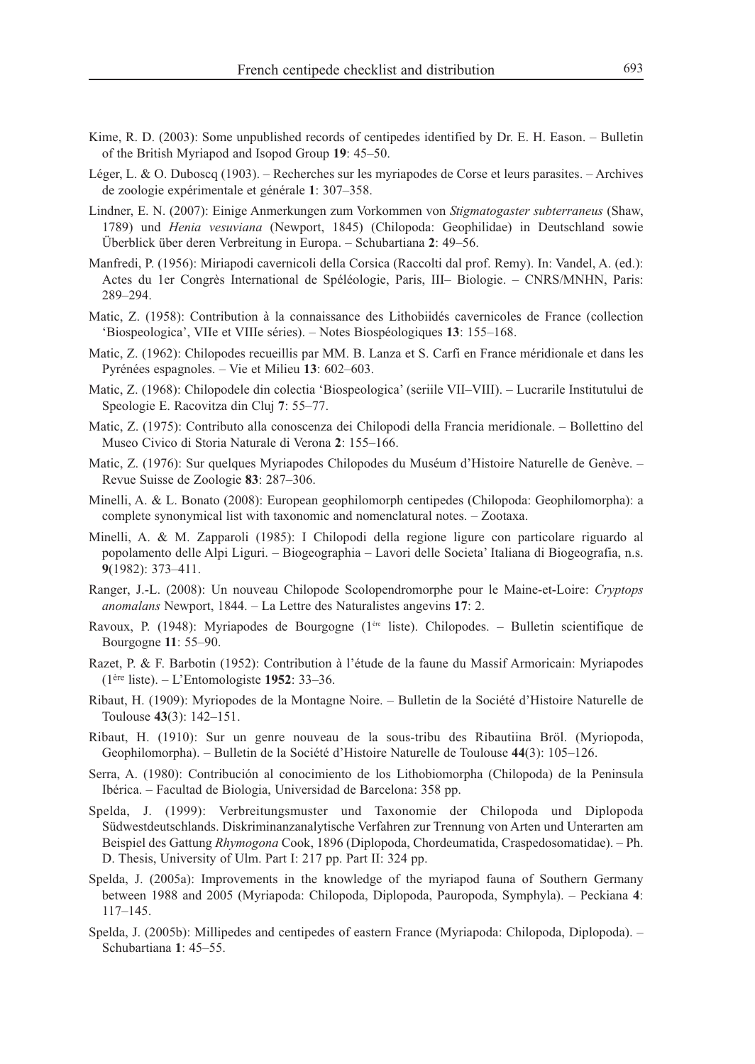Kime, R. D. (2003): Some unpublished records of centipedes identified by Dr. E. H. Eason. – Bulletin of the British Myriapod and Isopod Group **19**: 45–50.

Léger, L. & O. Duboscq (1903). – Recherches sur les myriapodes de Corse et leurs parasites. – Archives de zoologie expérimentale et générale **1**: 307–358.

Lindner, E. N. (2007): Einige Anmerkungen zum Vorkommen von *Stigmatogaster subterraneus* (Shaw, 1789) und *Henia vesuviana* (Newport, 1845) (Chilopoda: Geophilidae) in Deutschland sowie Überblick über deren Verbreitung in Europa. – Schubartiana **2**: 49–56.

Manfredi, P. (1956): Miriapodi cavernicoli della Corsica (Raccolti dal prof. Remy). In: Vandel, A. (ed.): Actes du 1er Congrès International de Spéléologie, Paris, III– Biologie. – CNRS/MNHN, Paris: 289–294.

Matic, Z. (1958): Contribution à la connaissance des Lithobiidés cavernicoles de France (collection 'Biospeologica', VIIe et VIIIe séries). – Notes Biospéologiques **13**: 155–168.

Matic, Z. (1962): Chilopodes recueillis par MM. B. Lanza et S. Carfi en France méridionale et dans les Pyrénées espagnoles. – Vie et Milieu **13**: 602–603.

Matic, Z. (1968): Chilopodele din colectia 'Biospeologica' (seriile VII–VIII). – Lucrarile Institutului de Speologie E. Racovitza din Cluj **7**: 55–77.

Matic, Z. (1975): Contributo alla conoscenza dei Chilopodi della Francia meridionale. – Bollettino del Museo Civico di Storia Naturale di Verona **2**: 155–166.

Matic, Z. (1976): Sur quelques Myriapodes Chilopodes du Muséum d'Histoire Naturelle de Genève. – Revue Suisse de Zoologie **83**: 287–306.

Minelli, A. & L. Bonato (2008): European geophilomorph centipedes (Chilopoda: Geophilomorpha): a complete synonymical list with taxonomic and nomenclatural notes. – Zootaxa.

Minelli, A. & M. Zapparoli (1985): I Chilopodi della regione ligure con particolare riguardo al popolamento delle Alpi Liguri. – Biogeographia – Lavori delle Societa' Italiana di Biogeografia, n.s. **9**(1982): 373–411.

Ranger, J.-L. (2008): Un nouveau Chilopode Scolopendromorphe pour le Maine-et-Loire: *Cryptops anomalans* Newport, 1844. – La Lettre des Naturalistes angevins **17**: 2.

Ravoux, P. (1948): Myriapodes de Bourgogne (1ère liste). Chilopodes. – Bulletin scientifique de Bourgogne **11**: 55–90.

Razet, P. & F. Barbotin (1952): Contribution à l'étude de la faune du Massif Armoricain: Myriapodes (1ère liste). – L'Entomologiste **1952**: 33–36.

Ribaut, H. (1909): Myriopodes de la Montagne Noire. – Bulletin de la Société d'Histoire Naturelle de Toulouse **43**(3): 142–151.

Ribaut, H. (1910): Sur un genre nouveau de la sous-tribu des Ribautiina Bröl. (Myriopoda, Geophilomorpha). – Bulletin de la Société d'Histoire Naturelle de Toulouse **44**(3): 105–126.

Serra, A. (1980): Contribución al conocimiento de los Lithobiomorpha (Chilopoda) de la Peninsula Ibérica. – Facultad de Biologia, Universidad de Barcelona: 358 pp.

Spelda, J. (1999): Verbreitungsmuster und Taxonomie der Chilopoda und Diplopoda Südwestdeutschlands. Diskriminanzanalytische Verfahren zur Trennung von Arten und Unterarten am Beispiel des Gattung *Rhymogona* Cook, 1896 (Diplopoda, Chordeumatida, Craspedosomatidae). – Ph. D. Thesis, University of Ulm. Part I: 217 pp. Part II: 324 pp.

Spelda, J. (2005a): Improvements in the knowledge of the myriapod fauna of Southern Germany between 1988 and 2005 (Myriapoda: Chilopoda, Diplopoda, Pauropoda, Symphyla). – Peckiana **4**: 117–145.

Spelda, J. (2005b): Millipedes and centipedes of eastern France (Myriapoda: Chilopoda, Diplopoda). – Schubartiana **1**: 45–55.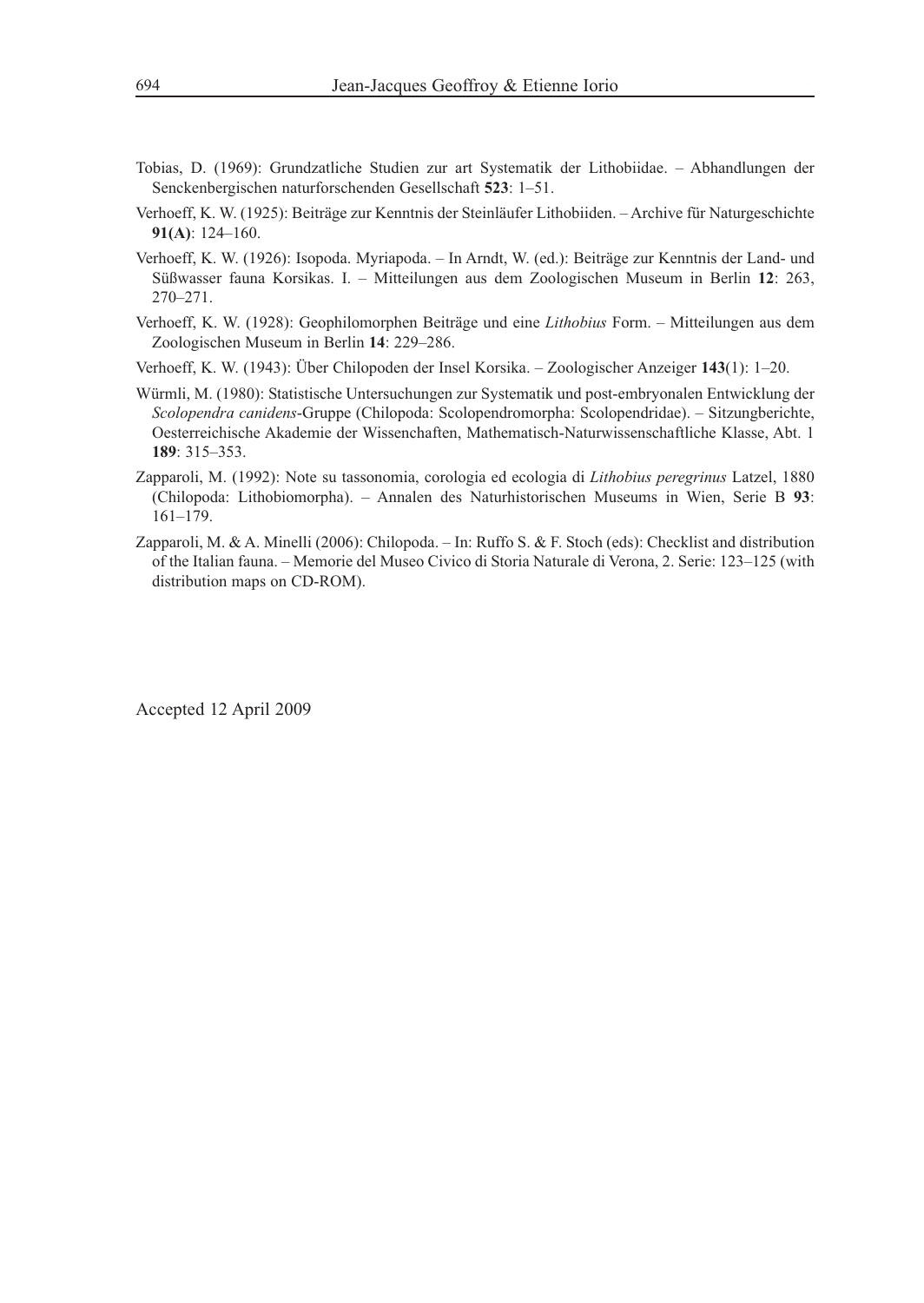Tobias, D. (1969): Grundzatliche Studien zur art Systematik der Lithobiidae. – Abhandlungen der Senckenbergischen naturforschenden Gesellschaft **523**: 1–51.

Verhoeff, K. W. (1925): Beiträge zur Kenntnis der Steinläufer Lithobiiden. – Archive für Naturgeschichte **91(A)**: 124–160.

Verhoeff, K. W. (1926): Isopoda. Myriapoda. – In Arndt, W. (ed.): Beiträge zur Kenntnis der Land- und Süßwasser fauna Korsikas. I. – Mitteilungen aus dem Zoologischen Museum in Berlin **12**: 263, 270–271.

Verhoeff, K. W. (1928): Geophilomorphen Beiträge und eine *Lithobius* Form. – Mitteilungen aus dem Zoologischen Museum in Berlin **14**: 229–286.

Verhoeff, K. W. (1943): Über Chilopoden der Insel Korsika. – Zoologischer Anzeiger **143**(1): 1–20.

Würmli, M. (1980): Statistische Untersuchungen zur Systematik und post-embryonalen Entwicklung der *Scolopendra canidens*-Gruppe (Chilopoda: Scolopendromorpha: Scolopendridae). – Sitzungberichte, Oesterreichische Akademie der Wissenschaften, Mathematisch-Naturwissenschaftliche Klasse, Abt. 1 **189**: 315–353.

Zapparoli, M. (1992): Note su tassonomia, corologia ed ecologia di *Lithobius peregrinus* Latzel, 1880 (Chilopoda: Lithobiomorpha). – Annalen des Naturhistorischen Museums in Wien, Serie B **93**: 161–179.

Zapparoli, M. & A. Minelli (2006): Chilopoda. – In: Ruffo S. & F. Stoch (eds): Checklist and distribution of the Italian fauna. – Memorie del Museo Civico di Storia Naturale di Verona, 2. Serie: 123–125 (with distribution maps on CD-ROM).

Accepted 12 April 2009